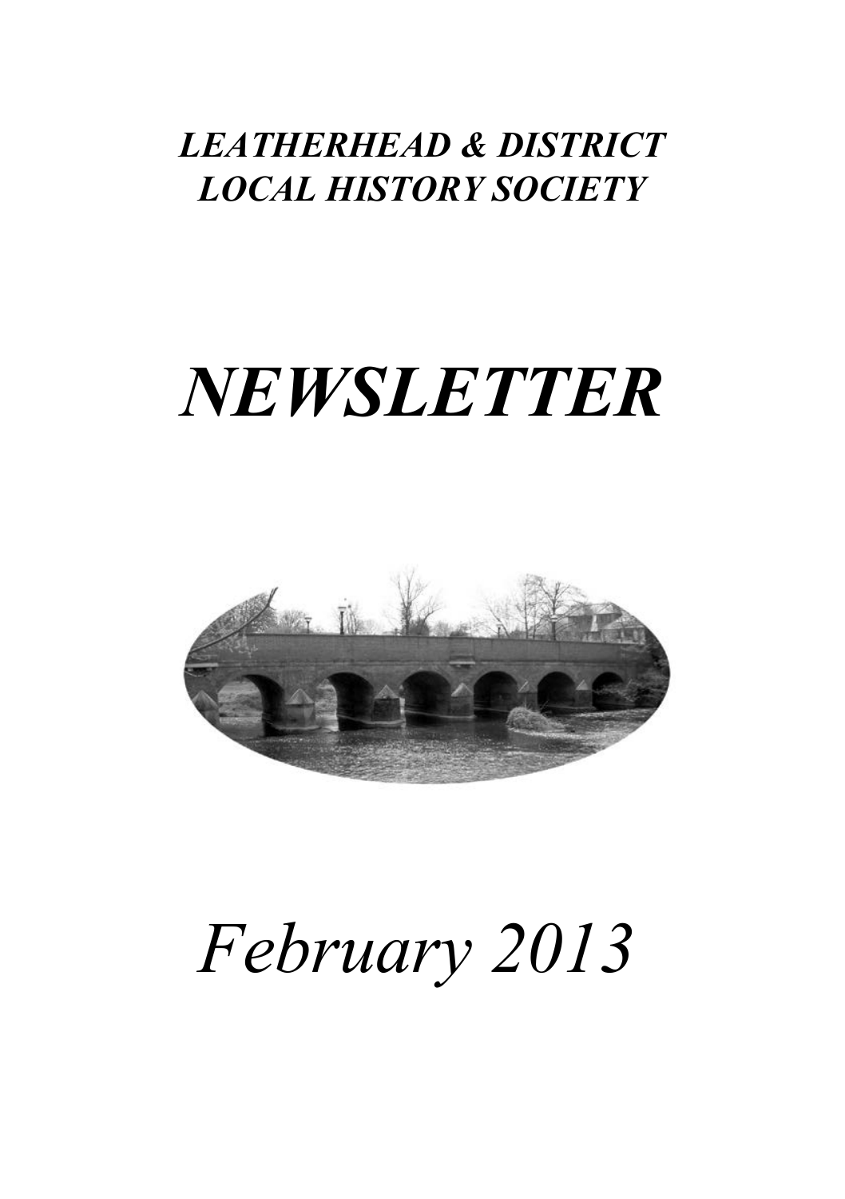***LEATHERHEAD & DISTRICT LOCAL HISTORY SOCIETY***

# *NEWSLETTER*

*February 2013*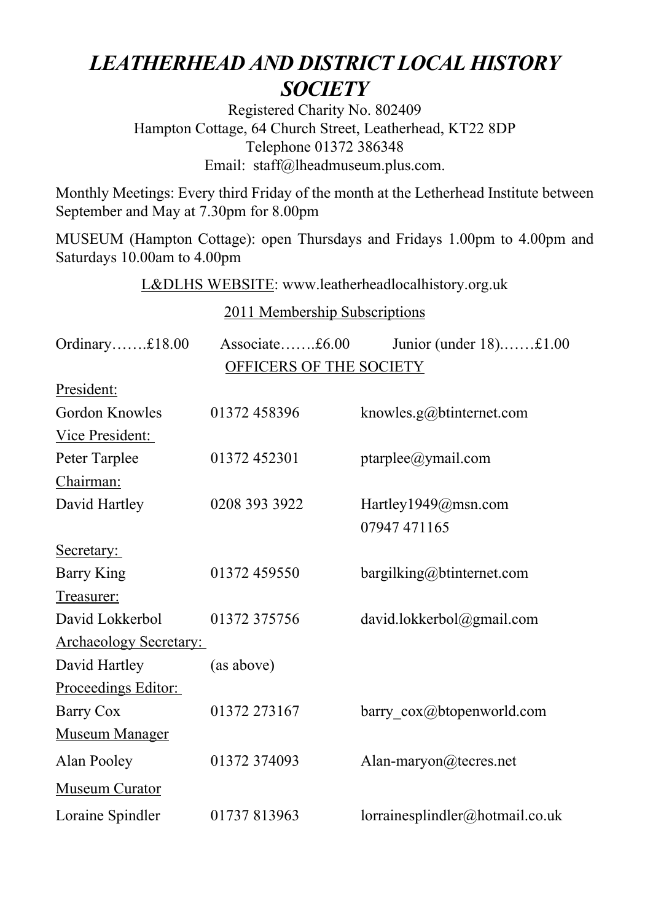# *LEATHERHEAD AND DISTRICT LOCAL HISTORY SOCIETY*

Registered Charity No. 802409
Hampton Cottage, 64 Church Street, Leatherhead, KT22 8DP
Telephone 01372 386348
Email: staff@lheadmuseum.plus.com.

Monthly Meetings: Every third Friday of the month at the Letherhead Institute between September and May at 7.30pm for 8.00pm

MUSEUM (Hampton Cottage): open Thursdays and Fridays 1.00pm to 4.00pm and Saturdays 10.00am to 4.00pm

L&DLHS WEBSITE: www.leatherheadlocalhistory.org.uk

2011 Membership Subscriptions

Ordinary…….£18.00 Associate…….£6.00 Junior (under 18).……£1.00

OFFICERS OF THE SOCIETY

President:

| | | |
|---|---|---|
| Gordon Knowles | 01372 458396 | knowles.g@btinternet.com |

Vice President:

| | | |
|---|---|---|
| Peter Tarplee | 01372 452301 | ptarplee@ymail.com |

Chairman:

| | | |
|---|---|---|
| David Hartley | 0208 393 3922 | Hartley1949@msn.com |
| | | 07947 471165 |

Secretary:

| | | |
|---|---|---|
| Barry King | 01372 459550 | bargilking@btinternet.com |

Treasurer:

| | | |
|---|---|---|
| David Lokkerbol | 01372 375756 | david.lokkerbol@gmail.com |

Archaeology Secretary:

| | | |
|---|---|---|
| David Hartley | (as above) | |

Proceedings Editor:

| | | |
|---|---|---|
| Barry Cox | 01372 273167 | barry_cox@btopenworld.com |

Museum Manager

| | | |
|---|---|---|
| Alan Pooley | 01372 374093 | Alan-maryon@tecres.net |

Museum Curator

| | | |
|---|---|---|
| Loraine Spindler | 01737 813963 | lorrainesplindler@hotmail.co.uk |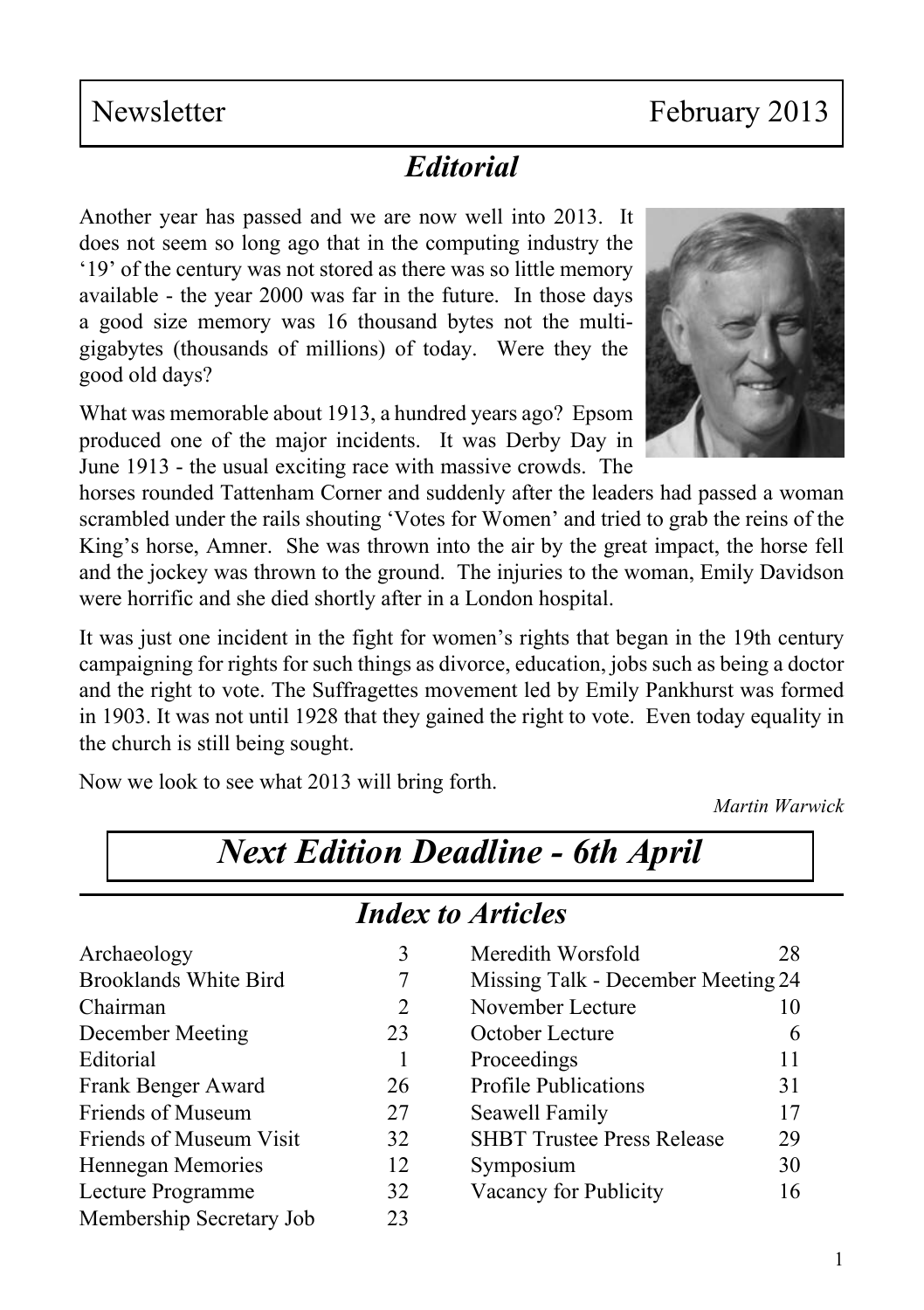Newsletter February 2013

## *Editorial*

Another year has passed and we are now well into 2013. It does not seem so long ago that in the computing industry the '19' of the century was not stored as there was so little memory available - the year 2000 was far in the future. In those days a good size memory was 16 thousand bytes not the multi-gigabytes (thousands of millions) of today. Were they the good old days?

What was memorable about 1913, a hundred years ago? Epsom produced one of the major incidents. It was Derby Day in June 1913 - the usual exciting race with massive crowds. The horses rounded Tattenham Corner and suddenly after the leaders had passed a woman scrambled under the rails shouting 'Votes for Women' and tried to grab the reins of the King's horse, Amner. She was thrown into the air by the great impact, the horse fell and the jockey was thrown to the ground. The injuries to the woman, Emily Davidson were horrific and she died shortly after in a London hospital.

It was just one incident in the fight for women's rights that began in the 19th century campaigning for rights for such things as divorce, education, jobs such as being a doctor and the right to vote. The Suffragettes movement led by Emily Pankhurst was formed in 1903. It was not until 1928 that they gained the right to vote. Even today equality in the church is still being sought.

Now we look to see what 2013 will bring forth.

*Martin Warwick*

## *Next Edition Deadline - 6th April*

## *Index to Articles*

| | | | |
|---|---|---|---|
| Archaeology | 3 | Meredith Worsfold | 28 |
| Brooklands White Bird | 7 | Missing Talk - December Meeting | 24 |
| Chairman | 2 | November Lecture | 10 |
| December Meeting | 23 | October Lecture | 6 |
| Editorial | 1 | Proceedings | 11 |
| Frank Benger Award | 26 | Profile Publications | 31 |
| Friends of Museum | 27 | Seawell Family | 17 |
| Friends of Museum Visit | 32 | SHBT Trustee Press Release | 29 |
| Hennegan Memories | 12 | Symposium | 30 |
| Lecture Programme | 32 | Vacancy for Publicity | 16 |
| Membership Secretary Job | 23 | | |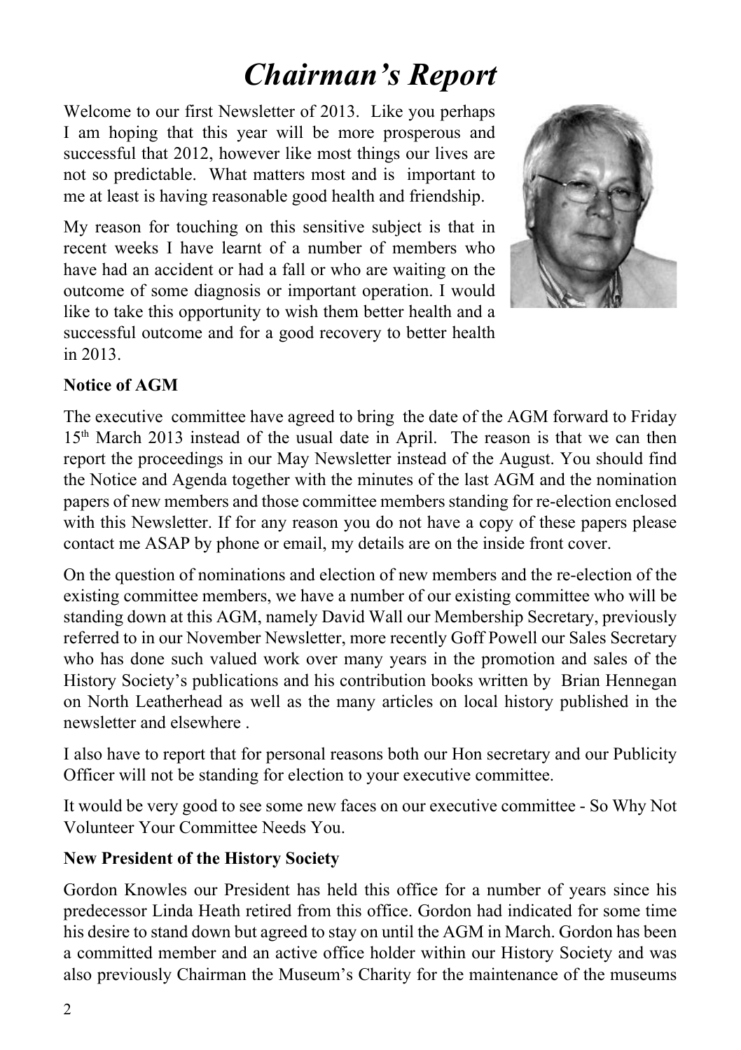# *Chairman's Report*

Welcome to our first Newsletter of 2013. Like you perhaps I am hoping that this year will be more prosperous and successful that 2012, however like most things our lives are not so predictable. What matters most and is important to me at least is having reasonable good health and friendship.

My reason for touching on this sensitive subject is that in recent weeks I have learnt of a number of members who have had an accident or had a fall or who are waiting on the outcome of some diagnosis or important operation. I would like to take this opportunity to wish them better health and a successful outcome and for a good recovery to better health in 2013.

**Notice of AGM**

The executive committee have agreed to bring the date of the AGM forward to Friday 15th March 2013 instead of the usual date in April. The reason is that we can then report the proceedings in our May Newsletter instead of the August. You should find the Notice and Agenda together with the minutes of the last AGM and the nomination papers of new members and those committee members standing for re-election enclosed with this Newsletter. If for any reason you do not have a copy of these papers please contact me ASAP by phone or email, my details are on the inside front cover.

On the question of nominations and election of new members and the re-election of the existing committee members, we have a number of our existing committee who will be standing down at this AGM, namely David Wall our Membership Secretary, previously referred to in our November Newsletter, more recently Goff Powell our Sales Secretary who has done such valued work over many years in the promotion and sales of the History Society's publications and his contribution books written by Brian Hennegan on North Leatherhead as well as the many articles on local history published in the newsletter and elsewhere .

I also have to report that for personal reasons both our Hon secretary and our Publicity Officer will not be standing for election to your executive committee.

It would be very good to see some new faces on our executive committee - So Why Not Volunteer Your Committee Needs You.

**New President of the History Society**

Gordon Knowles our President has held this office for a number of years since his predecessor Linda Heath retired from this office. Gordon had indicated for some time his desire to stand down but agreed to stay on until the AGM in March. Gordon has been a committed member and an active office holder within our History Society and was also previously Chairman the Museum's Charity for the maintenance of the museums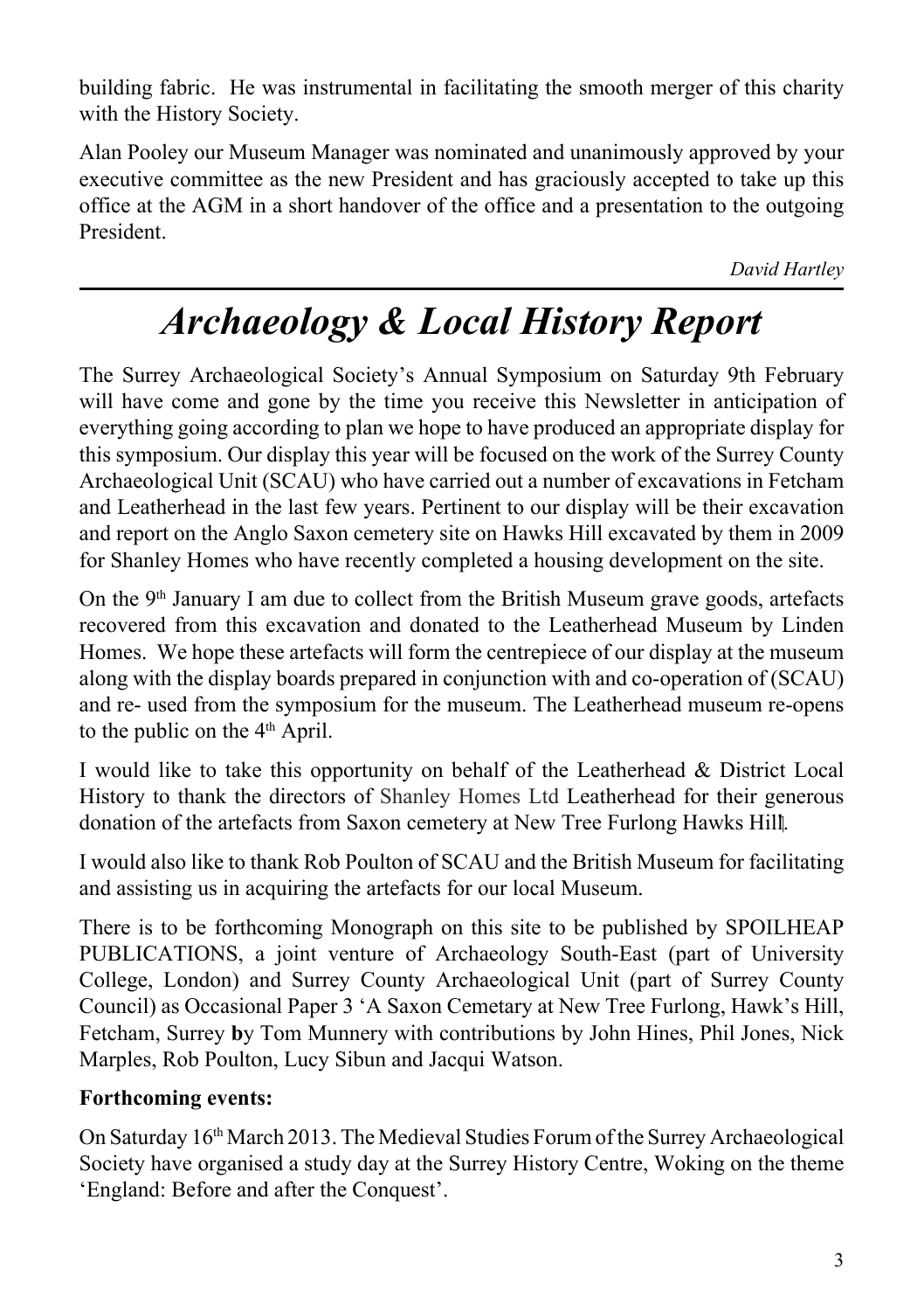building fabric. He was instrumental in facilitating the smooth merger of this charity with the History Society.

Alan Pooley our Museum Manager was nominated and unanimously approved by your executive committee as the new President and has graciously accepted to take up this office at the AGM in a short handover of the office and a presentation to the outgoing President.

*David Hartley*

# *Archaeology & Local History Report*

The Surrey Archaeological Society's Annual Symposium on Saturday 9th February will have come and gone by the time you receive this Newsletter in anticipation of everything going according to plan we hope to have produced an appropriate display for this symposium. Our display this year will be focused on the work of the Surrey County Archaeological Unit (SCAU) who have carried out a number of excavations in Fetcham and Leatherhead in the last few years. Pertinent to our display will be their excavation and report on the Anglo Saxon cemetery site on Hawks Hill excavated by them in 2009 for Shanley Homes who have recently completed a housing development on the site.

On the 9th January I am due to collect from the British Museum grave goods, artefacts recovered from this excavation and donated to the Leatherhead Museum by Linden Homes. We hope these artefacts will form the centrepiece of our display at the museum along with the display boards prepared in conjunction with and co-operation of (SCAU) and re- used from the symposium for the museum. The Leatherhead museum re-opens to the public on the 4th April.

I would like to take this opportunity on behalf of the Leatherhead & District Local History to thank the directors of Shanley Homes Ltd Leatherhead for their generous donation of the artefacts from Saxon cemetery at New Tree Furlong Hawks Hill.

I would also like to thank Rob Poulton of SCAU and the British Museum for facilitating and assisting us in acquiring the artefacts for our local Museum.

There is to be forthcoming Monograph on this site to be published by SPOILHEAP PUBLICATIONS, a joint venture of Archaeology South-East (part of University College, London) and Surrey County Archaeological Unit (part of Surrey County Council) as Occasional Paper 3 'A Saxon Cemetary at New Tree Furlong, Hawk's Hill, Fetcham, Surrey **b**y Tom Munnery with contributions by John Hines, Phil Jones, Nick Marples, Rob Poulton, Lucy Sibun and Jacqui Watson.

**Forthcoming events:**

On Saturday 16th March 2013. The Medieval Studies Forum of the Surrey Archaeological Society have organised a study day at the Surrey History Centre, Woking on the theme 'England: Before and after the Conquest'.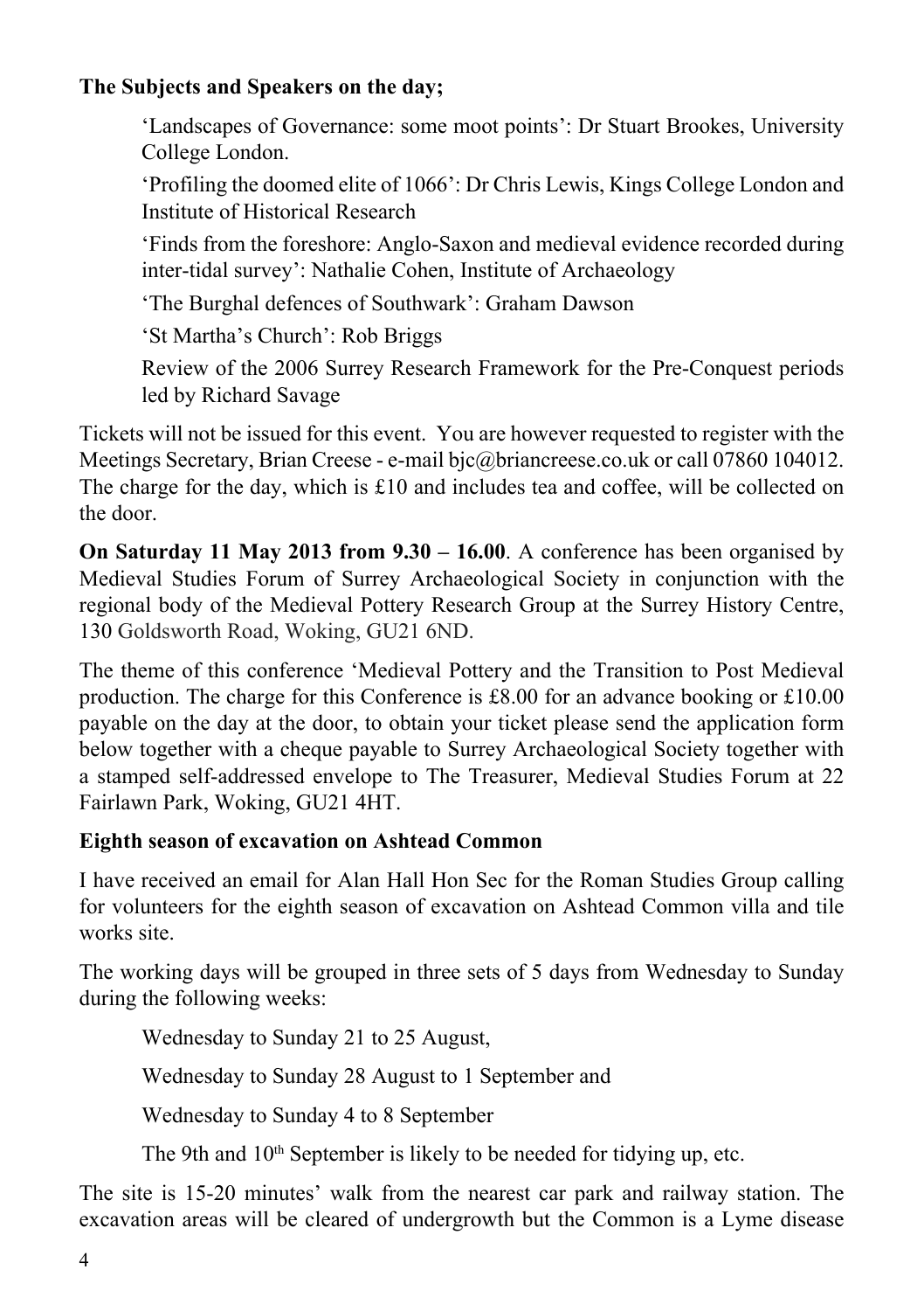**The Subjects and Speakers on the day;**

'Landscapes of Governance: some moot points': Dr Stuart Brookes, University College London.

'Profiling the doomed elite of 1066': Dr Chris Lewis, Kings College London and Institute of Historical Research

'Finds from the foreshore: Anglo-Saxon and medieval evidence recorded during inter-tidal survey': Nathalie Cohen, Institute of Archaeology

'The Burghal defences of Southwark': Graham Dawson

'St Martha's Church': Rob Briggs

Review of the 2006 Surrey Research Framework for the Pre-Conquest periods led by Richard Savage

Tickets will not be issued for this event. You are however requested to register with the Meetings Secretary, Brian Creese - e-mail bjc@briancreese.co.uk or call 07860 104012. The charge for the day, which is £10 and includes tea and coffee, will be collected on the door.

**On Saturday 11 May 2013 from 9.30 – 16.00**. A conference has been organised by Medieval Studies Forum of Surrey Archaeological Society in conjunction with the regional body of the Medieval Pottery Research Group at the Surrey History Centre, 130 Goldsworth Road, Woking, GU21 6ND.

The theme of this conference 'Medieval Pottery and the Transition to Post Medieval production. The charge for this Conference is £8.00 for an advance booking or £10.00 payable on the day at the door, to obtain your ticket please send the application form below together with a cheque payable to Surrey Archaeological Society together with a stamped self-addressed envelope to The Treasurer, Medieval Studies Forum at 22 Fairlawn Park, Woking, GU21 4HT.

**Eighth season of excavation on Ashtead Common**

I have received an email for Alan Hall Hon Sec for the Roman Studies Group calling for volunteers for the eighth season of excavation on Ashtead Common villa and tile works site.

The working days will be grouped in three sets of 5 days from Wednesday to Sunday during the following weeks:

Wednesday to Sunday 21 to 25 August,

Wednesday to Sunday 28 August to 1 September and

Wednesday to Sunday 4 to 8 September

The 9th and 10th September is likely to be needed for tidying up, etc.

The site is 15-20 minutes' walk from the nearest car park and railway station. The excavation areas will be cleared of undergrowth but the Common is a Lyme disease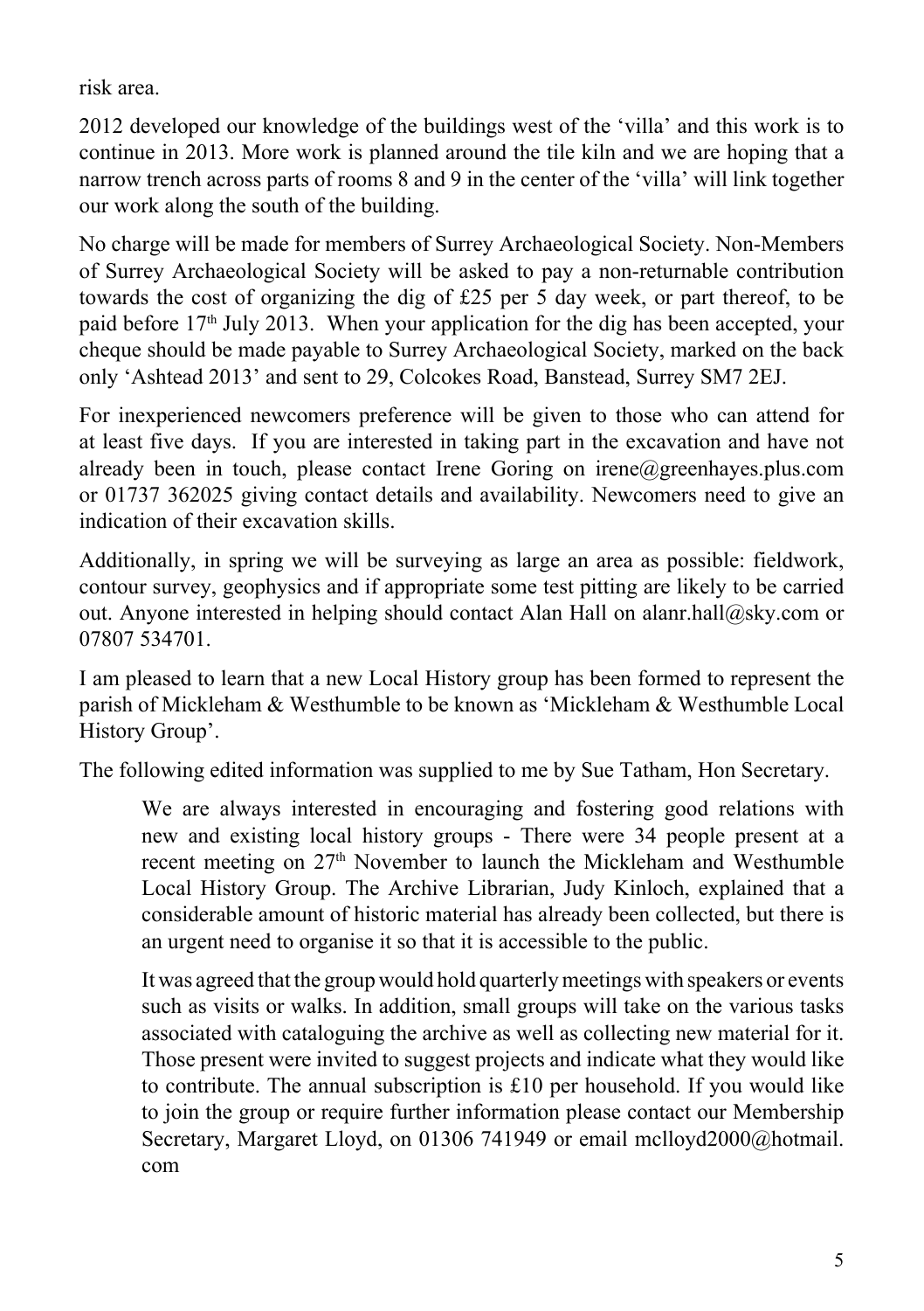risk area.

2012 developed our knowledge of the buildings west of the 'villa' and this work is to continue in 2013. More work is planned around the tile kiln and we are hoping that a narrow trench across parts of rooms 8 and 9 in the center of the 'villa' will link together our work along the south of the building.

No charge will be made for members of Surrey Archaeological Society. Non-Members of Surrey Archaeological Society will be asked to pay a non-returnable contribution towards the cost of organizing the dig of £25 per 5 day week, or part thereof, to be paid before 17th July 2013. When your application for the dig has been accepted, your cheque should be made payable to Surrey Archaeological Society, marked on the back only 'Ashtead 2013' and sent to 29, Colcokes Road, Banstead, Surrey SM7 2EJ.

For inexperienced newcomers preference will be given to those who can attend for at least five days. If you are interested in taking part in the excavation and have not already been in touch, please contact Irene Goring on irene@greenhayes.plus.com or 01737 362025 giving contact details and availability. Newcomers need to give an indication of their excavation skills.

Additionally, in spring we will be surveying as large an area as possible: fieldwork, contour survey, geophysics and if appropriate some test pitting are likely to be carried out. Anyone interested in helping should contact Alan Hall on alanr.hall@sky.com or 07807 534701.

I am pleased to learn that a new Local History group has been formed to represent the parish of Mickleham & Westhumble to be known as 'Mickleham & Westhumble Local History Group'.

The following edited information was supplied to me by Sue Tatham, Hon Secretary.

> We are always interested in encouraging and fostering good relations with new and existing local history groups - There were 34 people present at a recent meeting on 27th November to launch the Mickleham and Westhumble Local History Group. The Archive Librarian, Judy Kinloch, explained that a considerable amount of historic material has already been collected, but there is an urgent need to organise it so that it is accessible to the public.
>
> It was agreed that the group would hold quarterly meetings with speakers or events such as visits or walks. In addition, small groups will take on the various tasks associated with cataloguing the archive as well as collecting new material for it. Those present were invited to suggest projects and indicate what they would like to contribute. The annual subscription is £10 per household. If you would like to join the group or require further information please contact our Membership Secretary, Margaret Lloyd, on 01306 741949 or email mclloyd2000@hotmail.com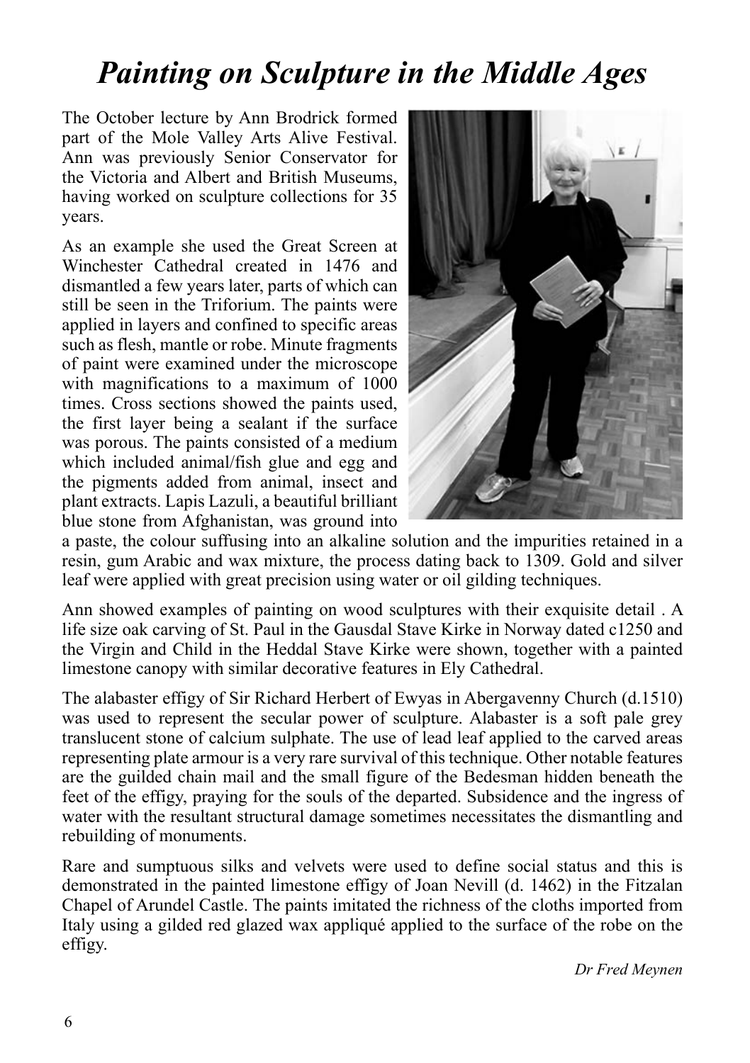# *Painting on Sculpture in the Middle Ages*

The October lecture by Ann Brodrick formed part of the Mole Valley Arts Alive Festival. Ann was previously Senior Conservator for the Victoria and Albert and British Museums, having worked on sculpture collections for 35 years.

As an example she used the Great Screen at Winchester Cathedral created in 1476 and dismantled a few years later, parts of which can still be seen in the Triforium. The paints were applied in layers and confined to specific areas such as flesh, mantle or robe. Minute fragments of paint were examined under the microscope with magnifications to a maximum of 1000 times. Cross sections showed the paints used, the first layer being a sealant if the surface was porous. The paints consisted of a medium which included animal/fish glue and egg and the pigments added from animal, insect and plant extracts. Lapis Lazuli, a beautiful brilliant blue stone from Afghanistan, was ground into a paste, the colour suffusing into an alkaline solution and the impurities retained in a resin, gum Arabic and wax mixture, the process dating back to 1309. Gold and silver leaf were applied with great precision using water or oil gilding techniques.

Ann showed examples of painting on wood sculptures with their exquisite detail . A life size oak carving of St. Paul in the Gausdal Stave Kirke in Norway dated c1250 and the Virgin and Child in the Heddal Stave Kirke were shown, together with a painted limestone canopy with similar decorative features in Ely Cathedral.

The alabaster effigy of Sir Richard Herbert of Ewyas in Abergavenny Church (d.1510) was used to represent the secular power of sculpture. Alabaster is a soft pale grey translucent stone of calcium sulphate. The use of lead leaf applied to the carved areas representing plate armour is a very rare survival of this technique. Other notable features are the guilded chain mail and the small figure of the Bedesman hidden beneath the feet of the effigy, praying for the souls of the departed. Subsidence and the ingress of water with the resultant structural damage sometimes necessitates the dismantling and rebuilding of monuments.

Rare and sumptuous silks and velvets were used to define social status and this is demonstrated in the painted limestone effigy of Joan Nevill (d. 1462) in the Fitzalan Chapel of Arundel Castle. The paints imitated the richness of the cloths imported from Italy using a gilded red glazed wax appliqué applied to the surface of the robe on the effigy.

*Dr Fred Meynen*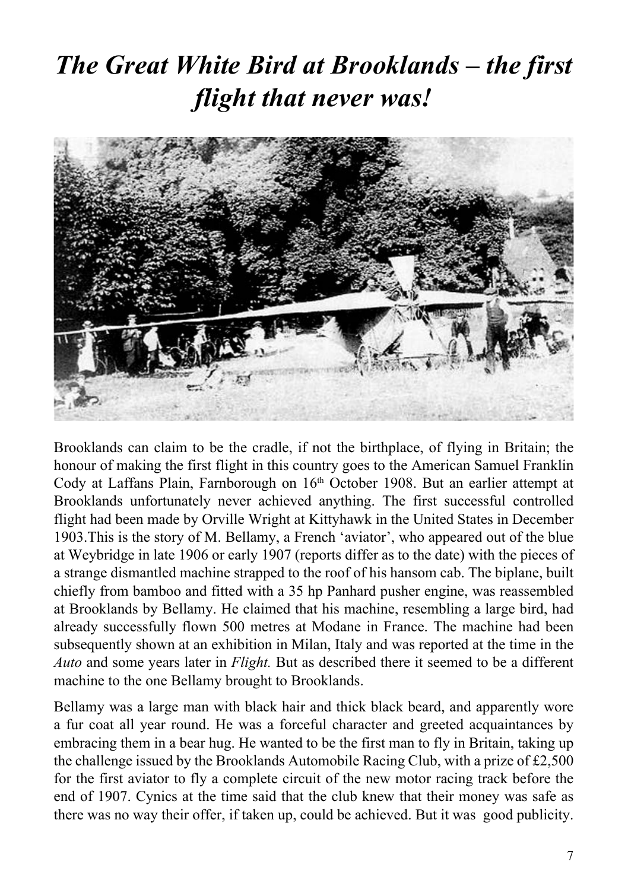# *The Great White Bird at Brooklands – the first flight that never was!*

Brooklands can claim to be the cradle, if not the birthplace, of flying in Britain; the honour of making the first flight in this country goes to the American Samuel Franklin Cody at Laffans Plain, Farnborough on 16th October 1908. But an earlier attempt at Brooklands unfortunately never achieved anything. The first successful controlled flight had been made by Orville Wright at Kittyhawk in the United States in December 1903.This is the story of M. Bellamy, a French 'aviator', who appeared out of the blue at Weybridge in late 1906 or early 1907 (reports differ as to the date) with the pieces of a strange dismantled machine strapped to the roof of his hansom cab. The biplane, built chiefly from bamboo and fitted with a 35 hp Panhard pusher engine, was reassembled at Brooklands by Bellamy. He claimed that his machine, resembling a large bird, had already successfully flown 500 metres at Modane in France. The machine had been subsequently shown at an exhibition in Milan, Italy and was reported at the time in the *Auto* and some years later in *Flight.* But as described there it seemed to be a different machine to the one Bellamy brought to Brooklands.

Bellamy was a large man with black hair and thick black beard, and apparently wore a fur coat all year round. He was a forceful character and greeted acquaintances by embracing them in a bear hug. He wanted to be the first man to fly in Britain, taking up the challenge issued by the Brooklands Automobile Racing Club, with a prize of £2,500 for the first aviator to fly a complete circuit of the new motor racing track before the end of 1907. Cynics at the time said that the club knew that their money was safe as there was no way their offer, if taken up, could be achieved. But it was good publicity.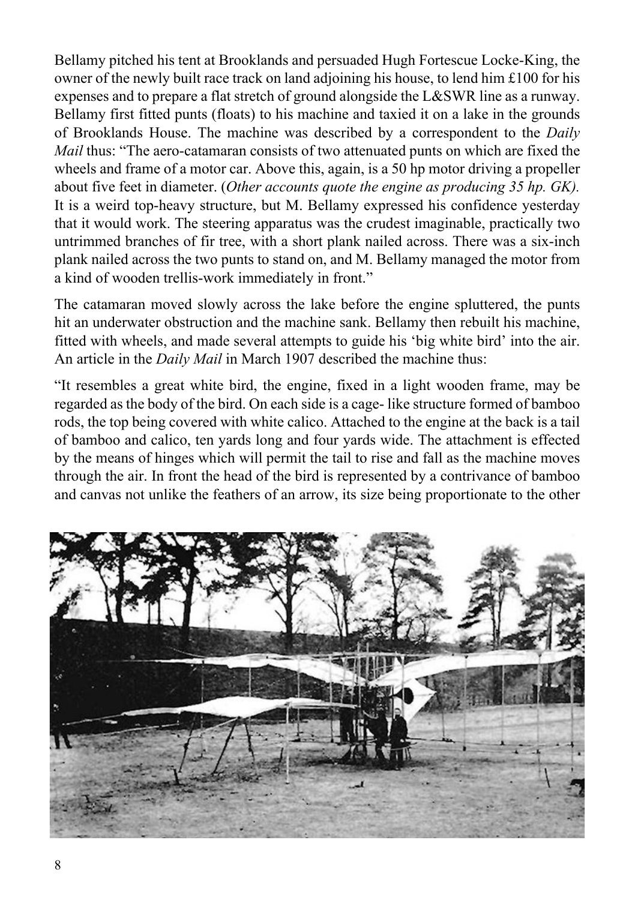Bellamy pitched his tent at Brooklands and persuaded Hugh Fortescue Locke-King, the owner of the newly built race track on land adjoining his house, to lend him £100 for his expenses and to prepare a flat stretch of ground alongside the L&SWR line as a runway. Bellamy first fitted punts (floats) to his machine and taxied it on a lake in the grounds of Brooklands House. The machine was described by a correspondent to the *Daily Mail* thus: "The aero-catamaran consists of two attenuated punts on which are fixed the wheels and frame of a motor car. Above this, again, is a 50 hp motor driving a propeller about five feet in diameter. (*Other accounts quote the engine as producing 35 hp. GK).* It is a weird top-heavy structure, but M. Bellamy expressed his confidence yesterday that it would work. The steering apparatus was the crudest imaginable, practically two untrimmed branches of fir tree, with a short plank nailed across. There was a six-inch plank nailed across the two punts to stand on, and M. Bellamy managed the motor from a kind of wooden trellis-work immediately in front."

The catamaran moved slowly across the lake before the engine spluttered, the punts hit an underwater obstruction and the machine sank. Bellamy then rebuilt his machine, fitted with wheels, and made several attempts to guide his 'big white bird' into the air. An article in the *Daily Mail* in March 1907 described the machine thus:

"It resembles a great white bird, the engine, fixed in a light wooden frame, may be regarded as the body of the bird. On each side is a cage- like structure formed of bamboo rods, the top being covered with white calico. Attached to the engine at the back is a tail of bamboo and calico, ten yards long and four yards wide. The attachment is effected by the means of hinges which will permit the tail to rise and fall as the machine moves through the air. In front the head of the bird is represented by a contrivance of bamboo and canvas not unlike the feathers of an arrow, its size being proportionate to the other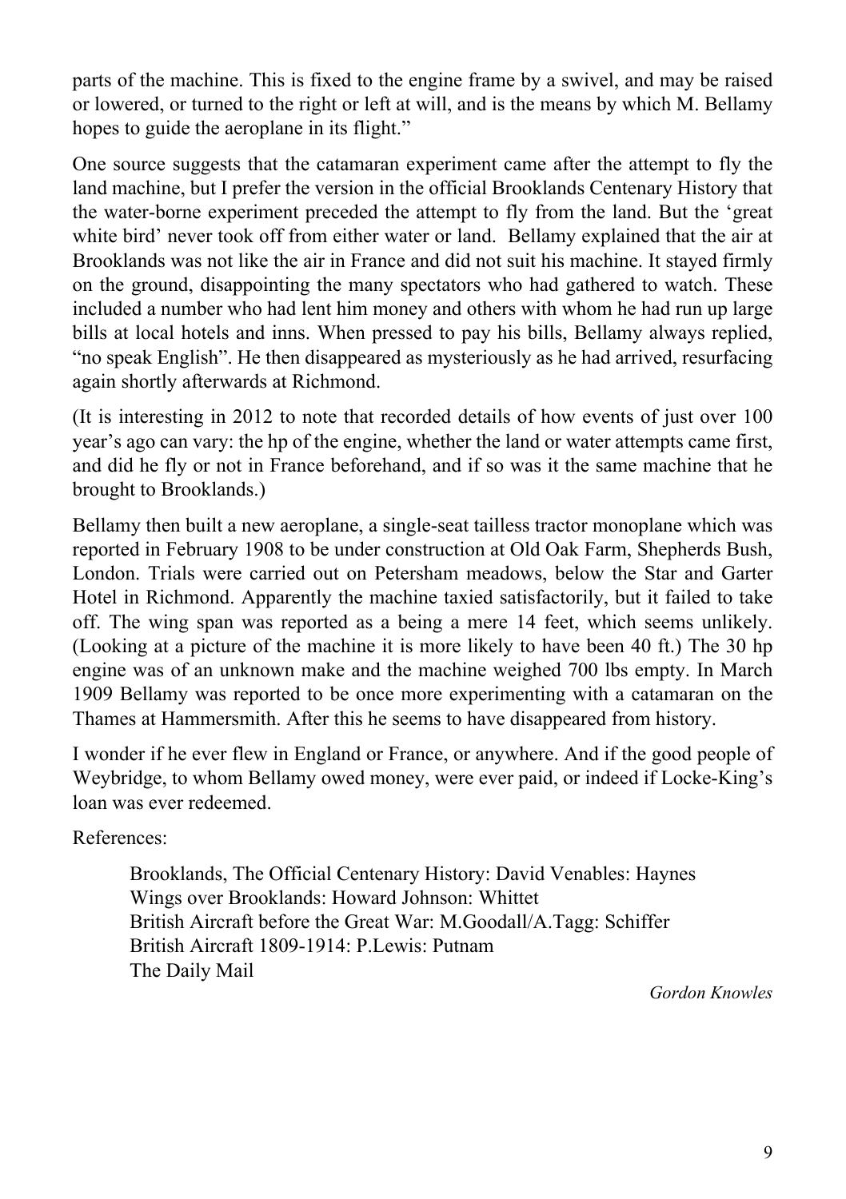parts of the machine. This is fixed to the engine frame by a swivel, and may be raised or lowered, or turned to the right or left at will, and is the means by which M. Bellamy hopes to guide the aeroplane in its flight."

One source suggests that the catamaran experiment came after the attempt to fly the land machine, but I prefer the version in the official Brooklands Centenary History that the water-borne experiment preceded the attempt to fly from the land. But the 'great white bird' never took off from either water or land. Bellamy explained that the air at Brooklands was not like the air in France and did not suit his machine. It stayed firmly on the ground, disappointing the many spectators who had gathered to watch. These included a number who had lent him money and others with whom he had run up large bills at local hotels and inns. When pressed to pay his bills, Bellamy always replied, "no speak English". He then disappeared as mysteriously as he had arrived, resurfacing again shortly afterwards at Richmond.

(It is interesting in 2012 to note that recorded details of how events of just over 100 year's ago can vary: the hp of the engine, whether the land or water attempts came first, and did he fly or not in France beforehand, and if so was it the same machine that he brought to Brooklands.)

Bellamy then built a new aeroplane, a single-seat tailless tractor monoplane which was reported in February 1908 to be under construction at Old Oak Farm, Shepherds Bush, London. Trials were carried out on Petersham meadows, below the Star and Garter Hotel in Richmond. Apparently the machine taxied satisfactorily, but it failed to take off. The wing span was reported as a being a mere 14 feet, which seems unlikely. (Looking at a picture of the machine it is more likely to have been 40 ft.) The 30 hp engine was of an unknown make and the machine weighed 700 lbs empty. In March 1909 Bellamy was reported to be once more experimenting with a catamaran on the Thames at Hammersmith. After this he seems to have disappeared from history.

I wonder if he ever flew in England or France, or anywhere. And if the good people of Weybridge, to whom Bellamy owed money, were ever paid, or indeed if Locke-King's loan was ever redeemed.

References:

Brooklands, The Official Centenary History: David Venables: Haynes
Wings over Brooklands: Howard Johnson: Whittet
British Aircraft before the Great War: M.Goodall/A.Tagg: Schiffer
British Aircraft 1809-1914: P.Lewis: Putnam
The Daily Mail

*Gordon Knowles*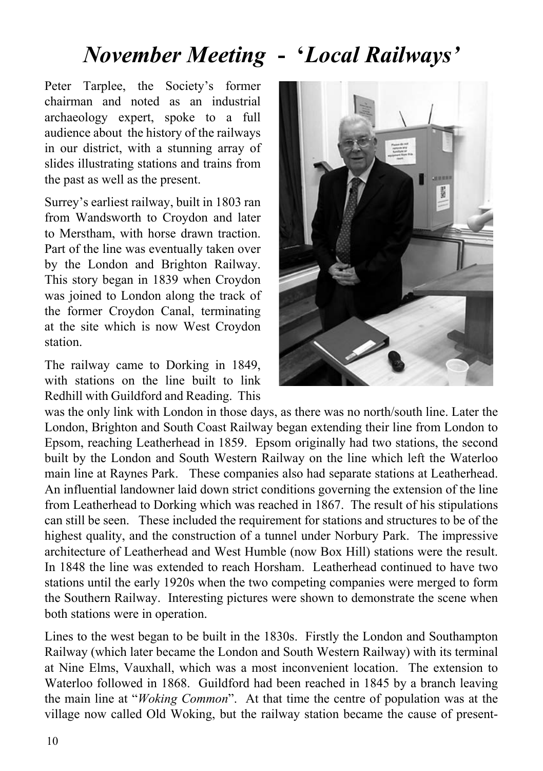# *November Meeting - 'Local Railways'*

Peter Tarplee, the Society's former chairman and noted as an industrial archaeology expert, spoke to a full audience about the history of the railways in our district, with a stunning array of slides illustrating stations and trains from the past as well as the present.

Surrey's earliest railway, built in 1803 ran from Wandsworth to Croydon and later to Merstham, with horse drawn traction. Part of the line was eventually taken over by the London and Brighton Railway. This story began in 1839 when Croydon was joined to London along the track of the former Croydon Canal, terminating at the site which is now West Croydon station.

The railway came to Dorking in 1849, with stations on the line built to link Redhill with Guildford and Reading. This was the only link with London in those days, as there was no north/south line. Later the London, Brighton and South Coast Railway began extending their line from London to Epsom, reaching Leatherhead in 1859. Epsom originally had two stations, the second built by the London and South Western Railway on the line which left the Waterloo main line at Raynes Park. These companies also had separate stations at Leatherhead. An influential landowner laid down strict conditions governing the extension of the line from Leatherhead to Dorking which was reached in 1867. The result of his stipulations can still be seen. These included the requirement for stations and structures to be of the highest quality, and the construction of a tunnel under Norbury Park. The impressive architecture of Leatherhead and West Humble (now Box Hill) stations were the result. In 1848 the line was extended to reach Horsham. Leatherhead continued to have two stations until the early 1920s when the two competing companies were merged to form the Southern Railway. Interesting pictures were shown to demonstrate the scene when both stations were in operation.

Lines to the west began to be built in the 1830s. Firstly the London and Southampton Railway (which later became the London and South Western Railway) with its terminal at Nine Elms, Vauxhall, which was a most inconvenient location. The extension to Waterloo followed in 1868. Guildford had been reached in 1845 by a branch leaving the main line at "*Woking Common*". At that time the centre of population was at the village now called Old Woking, but the railway station became the cause of present-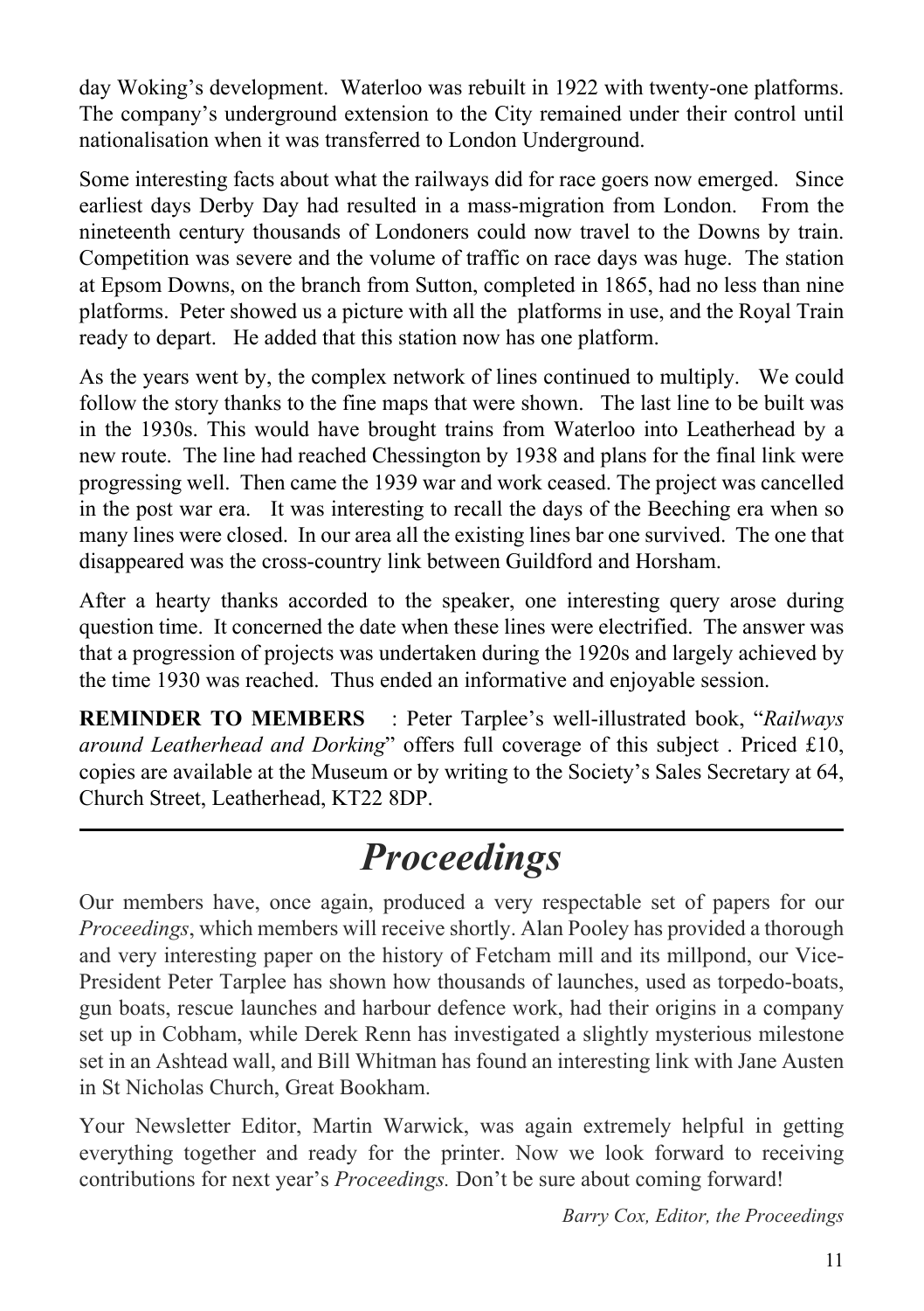day Woking's development. Waterloo was rebuilt in 1922 with twenty-one platforms. The company's underground extension to the City remained under their control until nationalisation when it was transferred to London Underground.

Some interesting facts about what the railways did for race goers now emerged. Since earliest days Derby Day had resulted in a mass-migration from London. From the nineteenth century thousands of Londoners could now travel to the Downs by train. Competition was severe and the volume of traffic on race days was huge. The station at Epsom Downs, on the branch from Sutton, completed in 1865, had no less than nine platforms. Peter showed us a picture with all the platforms in use, and the Royal Train ready to depart. He added that this station now has one platform.

As the years went by, the complex network of lines continued to multiply. We could follow the story thanks to the fine maps that were shown. The last line to be built was in the 1930s. This would have brought trains from Waterloo into Leatherhead by a new route. The line had reached Chessington by 1938 and plans for the final link were progressing well. Then came the 1939 war and work ceased. The project was cancelled in the post war era. It was interesting to recall the days of the Beeching era when so many lines were closed. In our area all the existing lines bar one survived. The one that disappeared was the cross-country link between Guildford and Horsham.

After a hearty thanks accorded to the speaker, one interesting query arose during question time. It concerned the date when these lines were electrified. The answer was that a progression of projects was undertaken during the 1920s and largely achieved by the time 1930 was reached. Thus ended an informative and enjoyable session.

**REMINDER TO MEMBERS** : Peter Tarplee's well-illustrated book, "*Railways around Leatherhead and Dorking*" offers full coverage of this subject . Priced £10, copies are available at the Museum or by writing to the Society's Sales Secretary at 64, Church Street, Leatherhead, KT22 8DP.

# *Proceedings*

Our members have, once again, produced a very respectable set of papers for our *Proceedings*, which members will receive shortly. Alan Pooley has provided a thorough and very interesting paper on the history of Fetcham mill and its millpond, our Vice-President Peter Tarplee has shown how thousands of launches, used as torpedo-boats, gun boats, rescue launches and harbour defence work, had their origins in a company set up in Cobham, while Derek Renn has investigated a slightly mysterious milestone set in an Ashtead wall, and Bill Whitman has found an interesting link with Jane Austen in St Nicholas Church, Great Bookham.

Your Newsletter Editor, Martin Warwick, was again extremely helpful in getting everything together and ready for the printer. Now we look forward to receiving contributions for next year's *Proceedings.* Don't be sure about coming forward!

*Barry Cox, Editor, the Proceedings*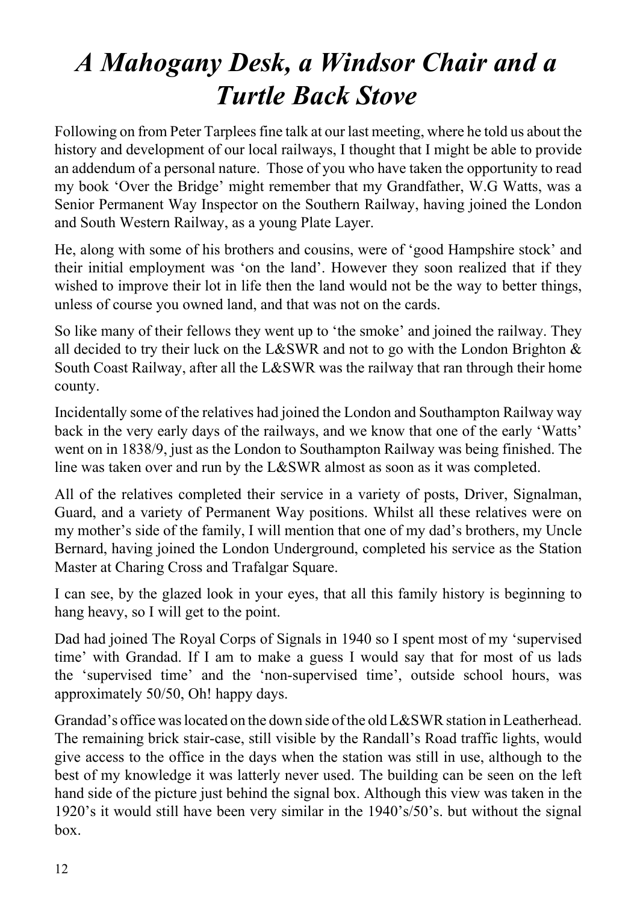# *A Mahogany Desk, a Windsor Chair and a Turtle Back Stove*

Following on from Peter Tarplees fine talk at our last meeting, where he told us about the history and development of our local railways, I thought that I might be able to provide an addendum of a personal nature. Those of you who have taken the opportunity to read my book 'Over the Bridge' might remember that my Grandfather, W.G Watts, was a Senior Permanent Way Inspector on the Southern Railway, having joined the London and South Western Railway, as a young Plate Layer.

He, along with some of his brothers and cousins, were of 'good Hampshire stock' and their initial employment was 'on the land'. However they soon realized that if they wished to improve their lot in life then the land would not be the way to better things, unless of course you owned land, and that was not on the cards.

So like many of their fellows they went up to 'the smoke' and joined the railway. They all decided to try their luck on the L&SWR and not to go with the London Brighton & South Coast Railway, after all the L&SWR was the railway that ran through their home county.

Incidentally some of the relatives had joined the London and Southampton Railway way back in the very early days of the railways, and we know that one of the early 'Watts' went on in 1838/9, just as the London to Southampton Railway was being finished. The line was taken over and run by the L&SWR almost as soon as it was completed.

All of the relatives completed their service in a variety of posts, Driver, Signalman, Guard, and a variety of Permanent Way positions. Whilst all these relatives were on my mother's side of the family, I will mention that one of my dad's brothers, my Uncle Bernard, having joined the London Underground, completed his service as the Station Master at Charing Cross and Trafalgar Square.

I can see, by the glazed look in your eyes, that all this family history is beginning to hang heavy, so I will get to the point.

Dad had joined The Royal Corps of Signals in 1940 so I spent most of my 'supervised time' with Grandad. If I am to make a guess I would say that for most of us lads the 'supervised time' and the 'non-supervised time', outside school hours, was approximately 50/50, Oh! happy days.

Grandad's office was located on the down side of the old L&SWR station in Leatherhead. The remaining brick stair-case, still visible by the Randall's Road traffic lights, would give access to the office in the days when the station was still in use, although to the best of my knowledge it was latterly never used. The building can be seen on the left hand side of the picture just behind the signal box. Although this view was taken in the 1920's it would still have been very similar in the 1940's/50's. but without the signal box.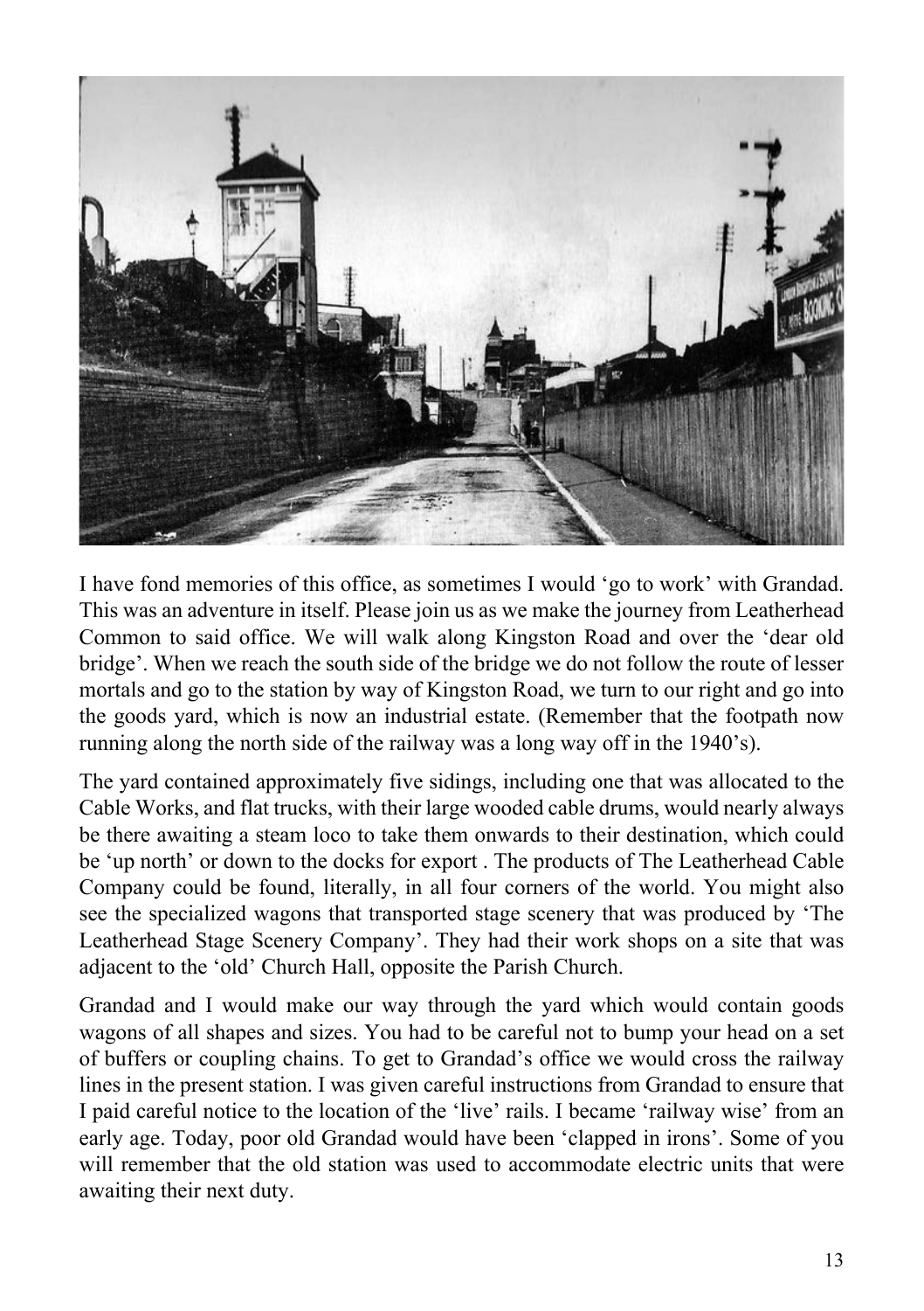I have fond memories of this office, as sometimes I would 'go to work' with Grandad. This was an adventure in itself. Please join us as we make the journey from Leatherhead Common to said office. We will walk along Kingston Road and over the 'dear old bridge'. When we reach the south side of the bridge we do not follow the route of lesser mortals and go to the station by way of Kingston Road, we turn to our right and go into the goods yard, which is now an industrial estate. (Remember that the footpath now running along the north side of the railway was a long way off in the 1940's).

The yard contained approximately five sidings, including one that was allocated to the Cable Works, and flat trucks, with their large wooded cable drums, would nearly always be there awaiting a steam loco to take them onwards to their destination, which could be 'up north' or down to the docks for export . The products of The Leatherhead Cable Company could be found, literally, in all four corners of the world. You might also see the specialized wagons that transported stage scenery that was produced by 'The Leatherhead Stage Scenery Company'. They had their work shops on a site that was adjacent to the 'old' Church Hall, opposite the Parish Church.

Grandad and I would make our way through the yard which would contain goods wagons of all shapes and sizes. You had to be careful not to bump your head on a set of buffers or coupling chains. To get to Grandad's office we would cross the railway lines in the present station. I was given careful instructions from Grandad to ensure that I paid careful notice to the location of the 'live' rails. I became 'railway wise' from an early age. Today, poor old Grandad would have been 'clapped in irons'. Some of you will remember that the old station was used to accommodate electric units that were awaiting their next duty.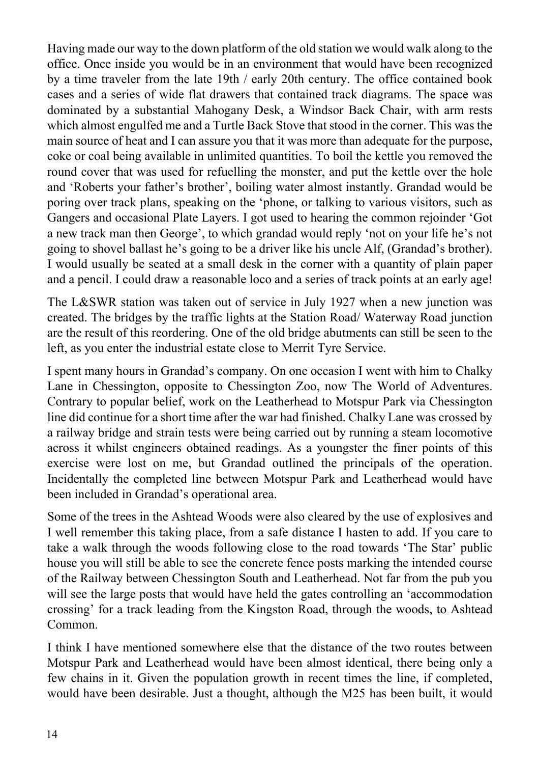Having made our way to the down platform of the old station we would walk along to the office. Once inside you would be in an environment that would have been recognized by a time traveler from the late 19th / early 20th century. The office contained book cases and a series of wide flat drawers that contained track diagrams. The space was dominated by a substantial Mahogany Desk, a Windsor Back Chair, with arm rests which almost engulfed me and a Turtle Back Stove that stood in the corner. This was the main source of heat and I can assure you that it was more than adequate for the purpose, coke or coal being available in unlimited quantities. To boil the kettle you removed the round cover that was used for refuelling the monster, and put the kettle over the hole and 'Roberts your father's brother', boiling water almost instantly. Grandad would be poring over track plans, speaking on the 'phone, or talking to various visitors, such as Gangers and occasional Plate Layers. I got used to hearing the common rejoinder 'Got a new track man then George', to which grandad would reply 'not on your life he's not going to shovel ballast he's going to be a driver like his uncle Alf, (Grandad's brother). I would usually be seated at a small desk in the corner with a quantity of plain paper and a pencil. I could draw a reasonable loco and a series of track points at an early age!

The L&SWR station was taken out of service in July 1927 when a new junction was created. The bridges by the traffic lights at the Station Road/ Waterway Road junction are the result of this reordering. One of the old bridge abutments can still be seen to the left, as you enter the industrial estate close to Merrit Tyre Service.

I spent many hours in Grandad's company. On one occasion I went with him to Chalky Lane in Chessington, opposite to Chessington Zoo, now The World of Adventures. Contrary to popular belief, work on the Leatherhead to Motspur Park via Chessington line did continue for a short time after the war had finished. Chalky Lane was crossed by a railway bridge and strain tests were being carried out by running a steam locomotive across it whilst engineers obtained readings. As a youngster the finer points of this exercise were lost on me, but Grandad outlined the principals of the operation. Incidentally the completed line between Motspur Park and Leatherhead would have been included in Grandad's operational area.

Some of the trees in the Ashtead Woods were also cleared by the use of explosives and I well remember this taking place, from a safe distance I hasten to add. If you care to take a walk through the woods following close to the road towards 'The Star' public house you will still be able to see the concrete fence posts marking the intended course of the Railway between Chessington South and Leatherhead. Not far from the pub you will see the large posts that would have held the gates controlling an 'accommodation crossing' for a track leading from the Kingston Road, through the woods, to Ashtead Common.

I think I have mentioned somewhere else that the distance of the two routes between Motspur Park and Leatherhead would have been almost identical, there being only a few chains in it. Given the population growth in recent times the line, if completed, would have been desirable. Just a thought, although the M25 has been built, it would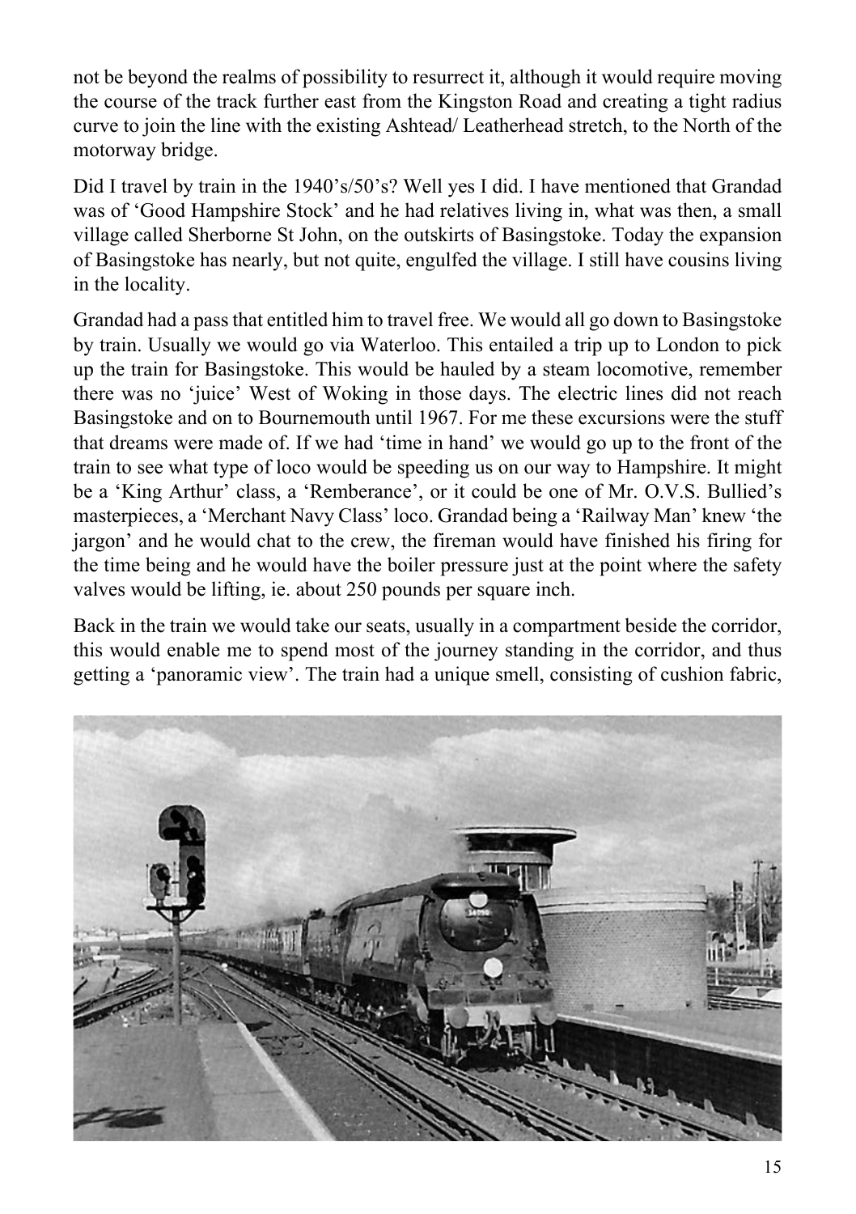not be beyond the realms of possibility to resurrect it, although it would require moving the course of the track further east from the Kingston Road and creating a tight radius curve to join the line with the existing Ashtead/ Leatherhead stretch, to the North of the motorway bridge.

Did I travel by train in the 1940's/50's? Well yes I did. I have mentioned that Grandad was of 'Good Hampshire Stock' and he had relatives living in, what was then, a small village called Sherborne St John, on the outskirts of Basingstoke. Today the expansion of Basingstoke has nearly, but not quite, engulfed the village. I still have cousins living in the locality.

Grandad had a pass that entitled him to travel free. We would all go down to Basingstoke by train. Usually we would go via Waterloo. This entailed a trip up to London to pick up the train for Basingstoke. This would be hauled by a steam locomotive, remember there was no 'juice' West of Woking in those days. The electric lines did not reach Basingstoke and on to Bournemouth until 1967. For me these excursions were the stuff that dreams were made of. If we had 'time in hand' we would go up to the front of the train to see what type of loco would be speeding us on our way to Hampshire. It might be a 'King Arthur' class, a 'Remberance', or it could be one of Mr. O.V.S. Bullied's masterpieces, a 'Merchant Navy Class' loco. Grandad being a 'Railway Man' knew 'the jargon' and he would chat to the crew, the fireman would have finished his firing for the time being and he would have the boiler pressure just at the point where the safety valves would be lifting, ie. about 250 pounds per square inch.

Back in the train we would take our seats, usually in a compartment beside the corridor, this would enable me to spend most of the journey standing in the corridor, and thus getting a 'panoramic view'. The train had a unique smell, consisting of cushion fabric,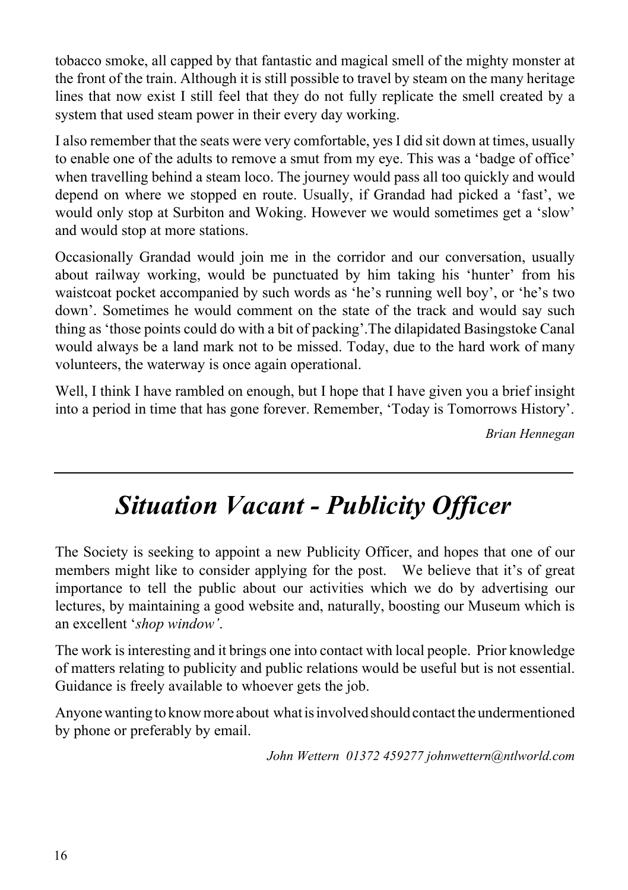tobacco smoke, all capped by that fantastic and magical smell of the mighty monster at the front of the train. Although it is still possible to travel by steam on the many heritage lines that now exist I still feel that they do not fully replicate the smell created by a system that used steam power in their every day working.

I also remember that the seats were very comfortable, yes I did sit down at times, usually to enable one of the adults to remove a smut from my eye. This was a 'badge of office' when travelling behind a steam loco. The journey would pass all too quickly and would depend on where we stopped en route. Usually, if Grandad had picked a 'fast', we would only stop at Surbiton and Woking. However we would sometimes get a 'slow' and would stop at more stations.

Occasionally Grandad would join me in the corridor and our conversation, usually about railway working, would be punctuated by him taking his 'hunter' from his waistcoat pocket accompanied by such words as 'he's running well boy', or 'he's two down'. Sometimes he would comment on the state of the track and would say such thing as 'those points could do with a bit of packing'.The dilapidated Basingstoke Canal would always be a land mark not to be missed. Today, due to the hard work of many volunteers, the waterway is once again operational.

Well, I think I have rambled on enough, but I hope that I have given you a brief insight into a period in time that has gone forever. Remember, 'Today is Tomorrows History'.

*Brian Hennegan*

---

# *Situation Vacant - Publicity Officer*

The Society is seeking to appoint a new Publicity Officer, and hopes that one of our members might like to consider applying for the post. We believe that it's of great importance to tell the public about our activities which we do by advertising our lectures, by maintaining a good website and, naturally, boosting our Museum which is an excellent '*shop window'*.

The work is interesting and it brings one into contact with local people. Prior knowledge of matters relating to publicity and public relations would be useful but is not essential. Guidance is freely available to whoever gets the job.

Anyone wanting to know more about what is involved should contact the undermentioned by phone or preferably by email.

*John Wettern 01372 459277 johnwettern@ntlworld.com*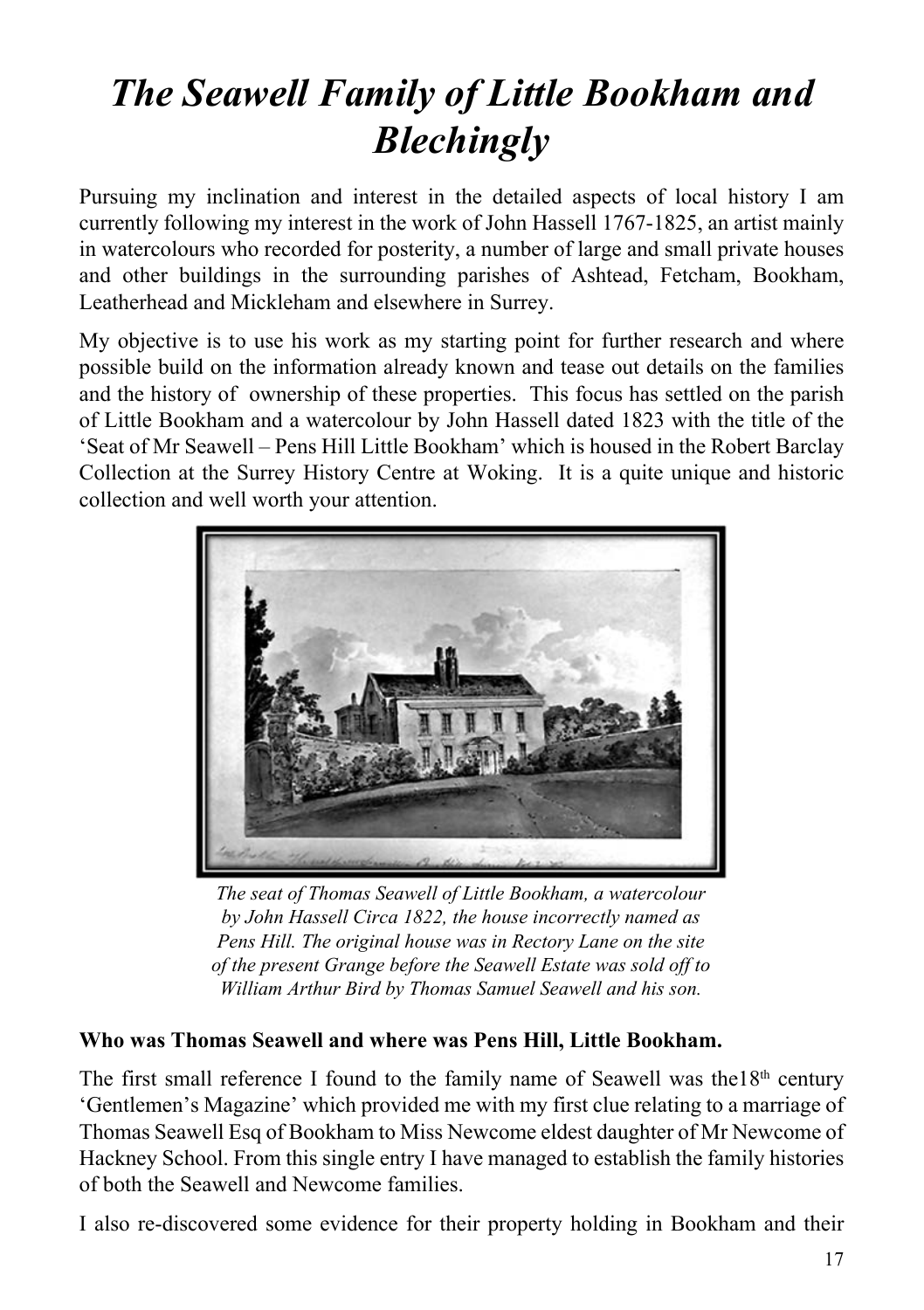# *The Seawell Family of Little Bookham and Blechingly*

Pursuing my inclination and interest in the detailed aspects of local history I am currently following my interest in the work of John Hassell 1767-1825, an artist mainly in watercolours who recorded for posterity, a number of large and small private houses and other buildings in the surrounding parishes of Ashtead, Fetcham, Bookham, Leatherhead and Mickleham and elsewhere in Surrey.

My objective is to use his work as my starting point for further research and where possible build on the information already known and tease out details on the families and the history of ownership of these properties. This focus has settled on the parish of Little Bookham and a watercolour by John Hassell dated 1823 with the title of the 'Seat of Mr Seawell – Pens Hill Little Bookham' which is housed in the Robert Barclay Collection at the Surrey History Centre at Woking. It is a quite unique and historic collection and well worth your attention.

*The seat of Thomas Seawell of Little Bookham, a watercolour by John Hassell Circa 1822, the house incorrectly named as Pens Hill. The original house was in Rectory Lane on the site of the present Grange before the Seawell Estate was sold off to William Arthur Bird by Thomas Samuel Seawell and his son.*

**Who was Thomas Seawell and where was Pens Hill, Little Bookham.**

The first small reference I found to the family name of Seawell was the18th century 'Gentlemen's Magazine' which provided me with my first clue relating to a marriage of Thomas Seawell Esq of Bookham to Miss Newcome eldest daughter of Mr Newcome of Hackney School. From this single entry I have managed to establish the family histories of both the Seawell and Newcome families.

I also re-discovered some evidence for their property holding in Bookham and their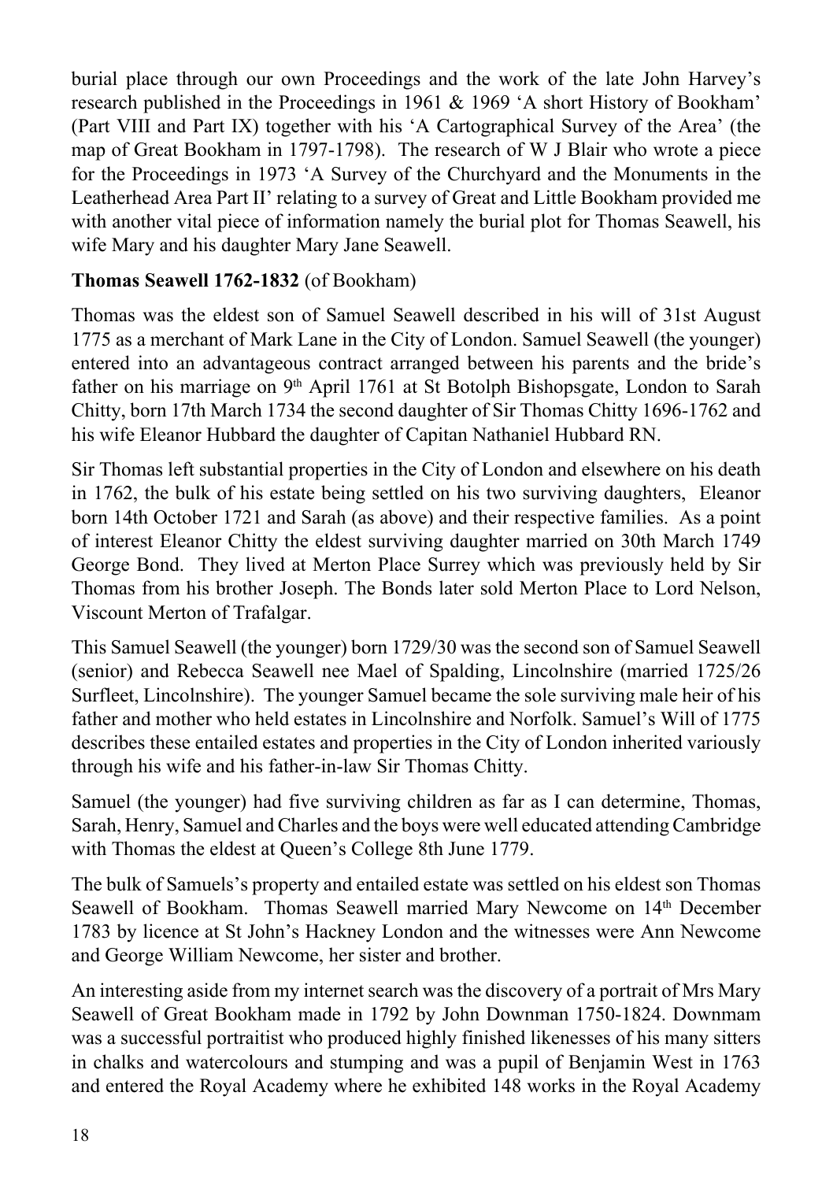burial place through our own Proceedings and the work of the late John Harvey's research published in the Proceedings in 1961 & 1969 'A short History of Bookham' (Part VIII and Part IX) together with his 'A Cartographical Survey of the Area' (the map of Great Bookham in 1797-1798). The research of W J Blair who wrote a piece for the Proceedings in 1973 'A Survey of the Churchyard and the Monuments in the Leatherhead Area Part II' relating to a survey of Great and Little Bookham provided me with another vital piece of information namely the burial plot for Thomas Seawell, his wife Mary and his daughter Mary Jane Seawell.

**Thomas Seawell 1762-1832** (of Bookham)

Thomas was the eldest son of Samuel Seawell described in his will of 31st August 1775 as a merchant of Mark Lane in the City of London. Samuel Seawell (the younger) entered into an advantageous contract arranged between his parents and the bride's father on his marriage on 9th April 1761 at St Botolph Bishopsgate, London to Sarah Chitty, born 17th March 1734 the second daughter of Sir Thomas Chitty 1696-1762 and his wife Eleanor Hubbard the daughter of Capitan Nathaniel Hubbard RN.

Sir Thomas left substantial properties in the City of London and elsewhere on his death in 1762, the bulk of his estate being settled on his two surviving daughters, Eleanor born 14th October 1721 and Sarah (as above) and their respective families. As a point of interest Eleanor Chitty the eldest surviving daughter married on 30th March 1749 George Bond. They lived at Merton Place Surrey which was previously held by Sir Thomas from his brother Joseph. The Bonds later sold Merton Place to Lord Nelson, Viscount Merton of Trafalgar.

This Samuel Seawell (the younger) born 1729/30 was the second son of Samuel Seawell (senior) and Rebecca Seawell nee Mael of Spalding, Lincolnshire (married 1725/26 Surfleet, Lincolnshire). The younger Samuel became the sole surviving male heir of his father and mother who held estates in Lincolnshire and Norfolk. Samuel's Will of 1775 describes these entailed estates and properties in the City of London inherited variously through his wife and his father-in-law Sir Thomas Chitty.

Samuel (the younger) had five surviving children as far as I can determine, Thomas, Sarah, Henry, Samuel and Charles and the boys were well educated attending Cambridge with Thomas the eldest at Queen's College 8th June 1779.

The bulk of Samuels's property and entailed estate was settled on his eldest son Thomas Seawell of Bookham. Thomas Seawell married Mary Newcome on 14th December 1783 by licence at St John's Hackney London and the witnesses were Ann Newcome and George William Newcome, her sister and brother.

An interesting aside from my internet search was the discovery of a portrait of Mrs Mary Seawell of Great Bookham made in 1792 by John Downman 1750-1824. Downmam was a successful portraitist who produced highly finished likenesses of his many sitters in chalks and watercolours and stumping and was a pupil of Benjamin West in 1763 and entered the Royal Academy where he exhibited 148 works in the Royal Academy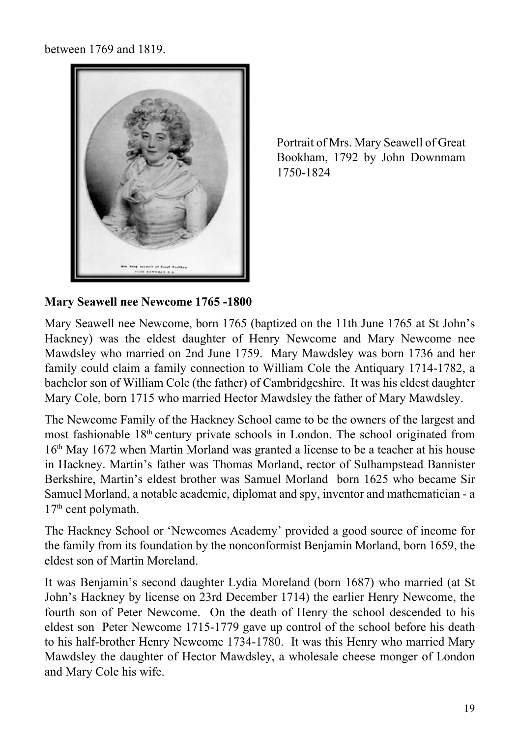between 1769 and 1819.

Portrait of Mrs. Mary Seawell of Great Bookham, 1792 by John Downmam 1750-1824

**Mary Seawell nee Newcome 1765 -1800**

Mary Seawell nee Newcome, born 1765 (baptized on the 11th June 1765 at St John's Hackney) was the eldest daughter of Henry Newcome and Mary Newcome nee Mawdsley who married on 2nd June 1759. Mary Mawdsley was born 1736 and her family could claim a family connection to William Cole the Antiquary 1714-1782, a bachelor son of William Cole (the father) of Cambridgeshire. It was his eldest daughter Mary Cole, born 1715 who married Hector Mawdsley the father of Mary Mawdsley.

The Newcome Family of the Hackney School came to be the owners of the largest and most fashionable 18th century private schools in London. The school originated from 16th May 1672 when Martin Morland was granted a license to be a teacher at his house in Hackney. Martin's father was Thomas Morland, rector of Sulhampstead Bannister Berkshire, Martin's eldest brother was Samuel Morland born 1625 who became Sir Samuel Morland, a notable academic, diplomat and spy, inventor and mathematician - a 17th cent polymath.

The Hackney School or 'Newcomes Academy' provided a good source of income for the family from its foundation by the nonconformist Benjamin Morland, born 1659, the eldest son of Martin Moreland.

It was Benjamin's second daughter Lydia Moreland (born 1687) who married (at St John's Hackney by license on 23rd December 1714) the earlier Henry Newcome, the fourth son of Peter Newcome. On the death of Henry the school descended to his eldest son Peter Newcome 1715-1779 gave up control of the school before his death to his half-brother Henry Newcome 1734-1780. It was this Henry who married Mary Mawdsley the daughter of Hector Mawdsley, a wholesale cheese monger of London and Mary Cole his wife.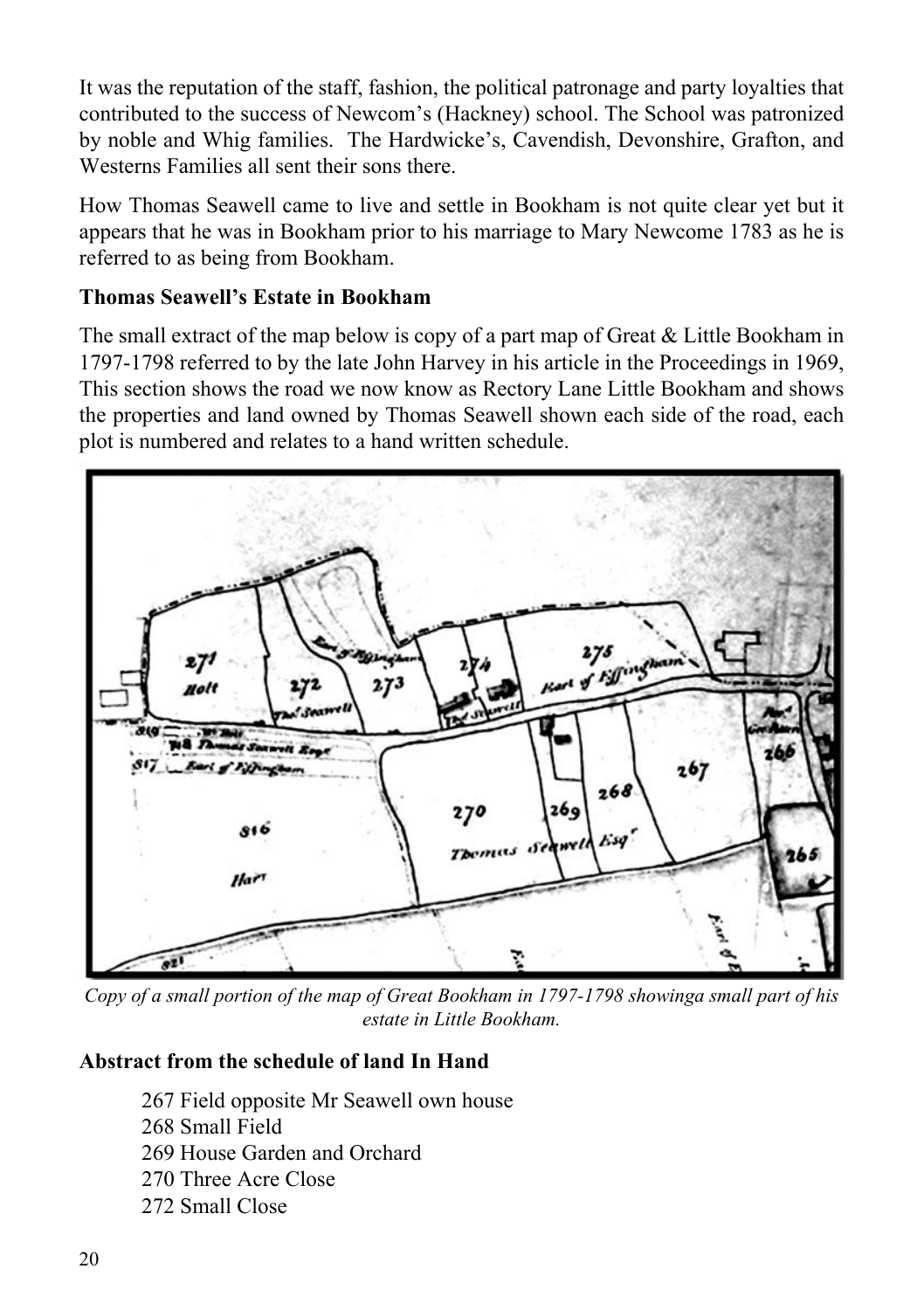It was the reputation of the staff, fashion, the political patronage and party loyalties that contributed to the success of Newcom's (Hackney) school. The School was patronized by noble and Whig families. The Hardwicke's, Cavendish, Devonshire, Grafton, and Westerns Families all sent their sons there.

How Thomas Seawell came to live and settle in Bookham is not quite clear yet but it appears that he was in Bookham prior to his marriage to Mary Newcome 1783 as he is referred to as being from Bookham.

**Thomas Seawell's Estate in Bookham**

The small extract of the map below is copy of a part map of Great & Little Bookham in 1797-1798 referred to by the late John Harvey in his article in the Proceedings in 1969, This section shows the road we now know as Rectory Lane Little Bookham and shows the properties and land owned by Thomas Seawell shown each side of the road, each plot is numbered and relates to a hand written schedule.

*Copy of a small portion of the map of Great Bookham in 1797-1798 showinga small part of his estate in Little Bookham.*

**Abstract from the schedule of land In Hand**

267 Field opposite Mr Seawell own house
268 Small Field
269 House Garden and Orchard
270 Three Acre Close
272 Small Close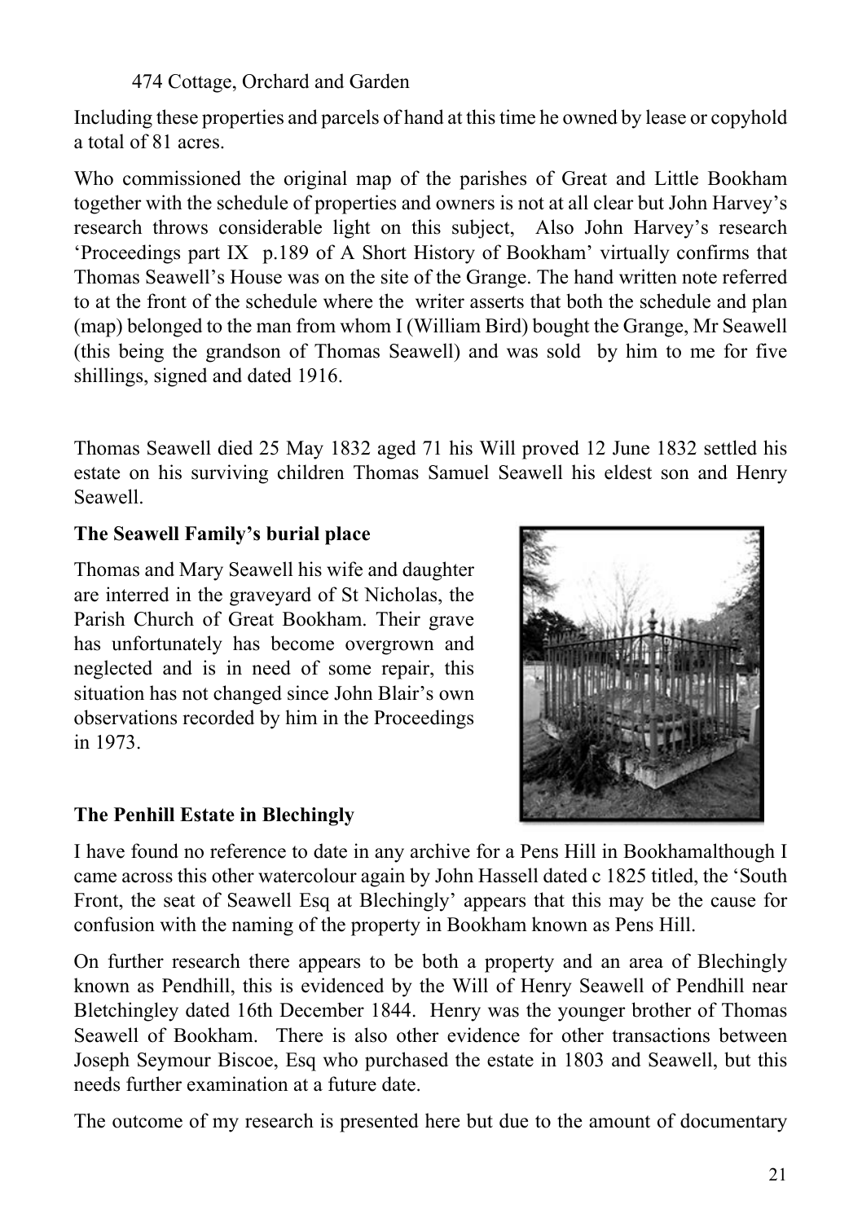474 Cottage, Orchard and Garden

Including these properties and parcels of hand at this time he owned by lease or copyhold a total of 81 acres.

Who commissioned the original map of the parishes of Great and Little Bookham together with the schedule of properties and owners is not at all clear but John Harvey's research throws considerable light on this subject, Also John Harvey's research 'Proceedings part IX p.189 of A Short History of Bookham' virtually confirms that Thomas Seawell's House was on the site of the Grange. The hand written note referred to at the front of the schedule where the writer asserts that both the schedule and plan (map) belonged to the man from whom I (William Bird) bought the Grange, Mr Seawell (this being the grandson of Thomas Seawell) and was sold by him to me for five shillings, signed and dated 1916.

Thomas Seawell died 25 May 1832 aged 71 his Will proved 12 June 1832 settled his estate on his surviving children Thomas Samuel Seawell his eldest son and Henry Seawell.

**The Seawell Family's burial place**

Thomas and Mary Seawell his wife and daughter are interred in the graveyard of St Nicholas, the Parish Church of Great Bookham. Their grave has unfortunately has become overgrown and neglected and is in need of some repair, this situation has not changed since John Blair's own observations recorded by him in the Proceedings in 1973.

**The Penhill Estate in Blechingly**

I have found no reference to date in any archive for a Pens Hill in Bookhamalthough I came across this other watercolour again by John Hassell dated c 1825 titled, the 'South Front, the seat of Seawell Esq at Blechingly' appears that this may be the cause for confusion with the naming of the property in Bookham known as Pens Hill.

On further research there appears to be both a property and an area of Blechingly known as Pendhill, this is evidenced by the Will of Henry Seawell of Pendhill near Bletchingley dated 16th December 1844. Henry was the younger brother of Thomas Seawell of Bookham. There is also other evidence for other transactions between Joseph Seymour Biscoe, Esq who purchased the estate in 1803 and Seawell, but this needs further examination at a future date.

The outcome of my research is presented here but due to the amount of documentary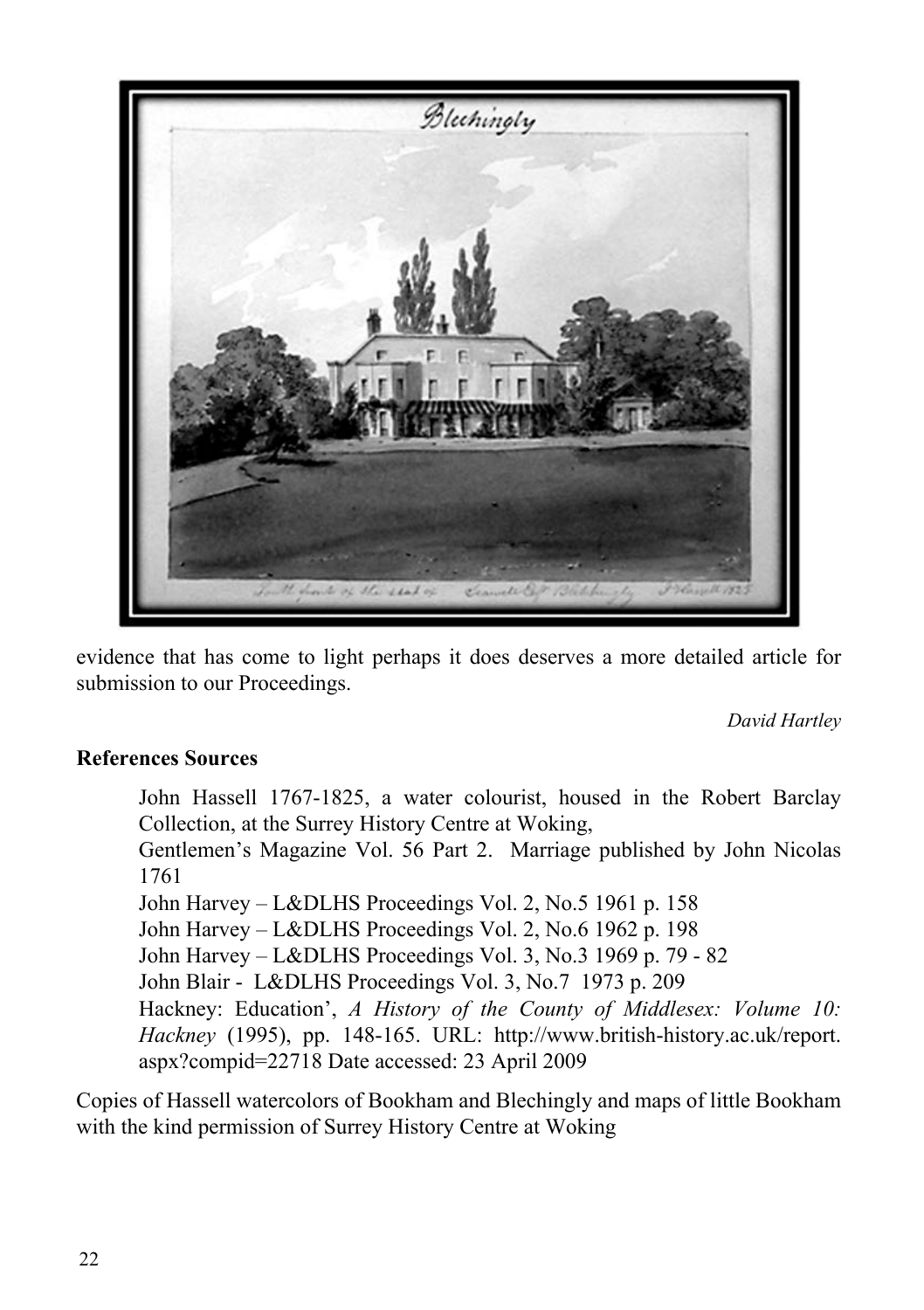evidence that has come to light perhaps it does deserves a more detailed article for submission to our Proceedings.

*David Hartley*

**References Sources**

John Hassell 1767-1825, a water colourist, housed in the Robert Barclay Collection, at the Surrey History Centre at Woking,
Gentlemen's Magazine Vol. 56 Part 2. Marriage published by John Nicolas 1761
John Harvey – L&DLHS Proceedings Vol. 2, No.5 1961 p. 158
John Harvey – L&DLHS Proceedings Vol. 2, No.6 1962 p. 198
John Harvey – L&DLHS Proceedings Vol. 3, No.3 1969 p. 79 - 82
John Blair - L&DLHS Proceedings Vol. 3, No.7 1973 p. 209
Hackney: Education', *A History of the County of Middlesex: Volume 10: Hackney* (1995), pp. 148-165. URL: http://www.british-history.ac.uk/report.aspx?compid=22718 Date accessed: 23 April 2009

Copies of Hassell watercolors of Bookham and Blechingly and maps of little Bookham with the kind permission of Surrey History Centre at Woking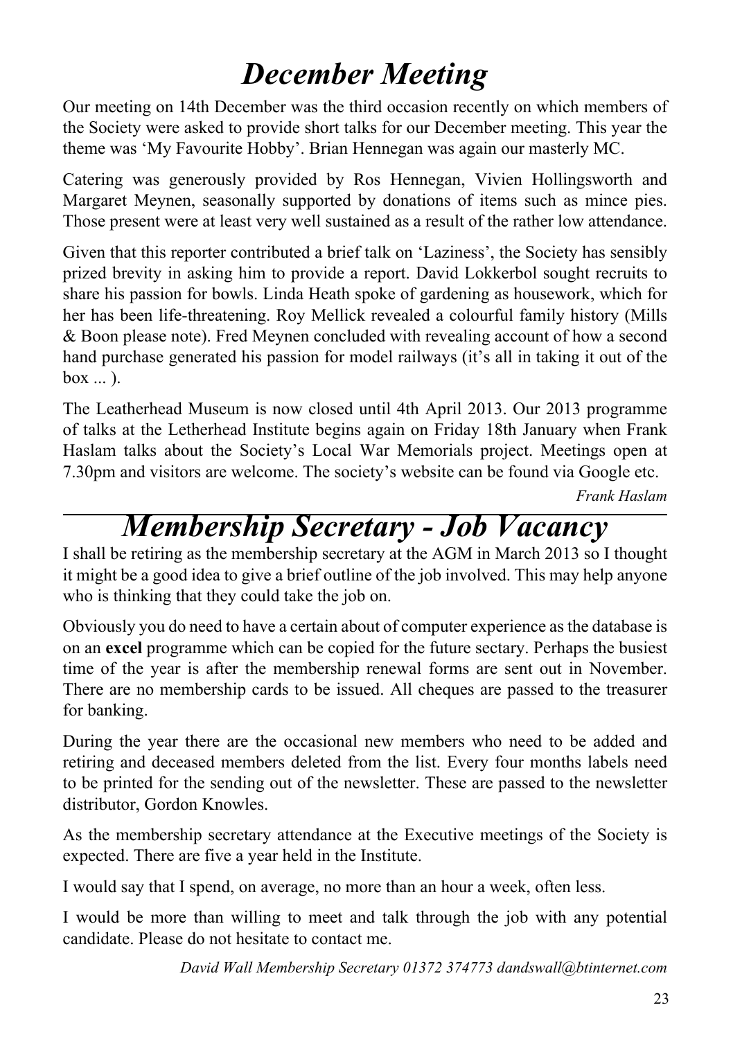# *December Meeting*

Our meeting on 14th December was the third occasion recently on which members of the Society were asked to provide short talks for our December meeting. This year the theme was 'My Favourite Hobby'. Brian Hennegan was again our masterly MC.

Catering was generously provided by Ros Hennegan, Vivien Hollingsworth and Margaret Meynen, seasonally supported by donations of items such as mince pies. Those present were at least very well sustained as a result of the rather low attendance.

Given that this reporter contributed a brief talk on 'Laziness', the Society has sensibly prized brevity in asking him to provide a report. David Lokkerbol sought recruits to share his passion for bowls. Linda Heath spoke of gardening as housework, which for her has been life-threatening. Roy Mellick revealed a colourful family history (Mills & Boon please note). Fred Meynen concluded with revealing account of how a second hand purchase generated his passion for model railways (it's all in taking it out of the box ... ).

The Leatherhead Museum is now closed until 4th April 2013. Our 2013 programme of talks at the Letherhead Institute begins again on Friday 18th January when Frank Haslam talks about the Society's Local War Memorials project. Meetings open at 7.30pm and visitors are welcome. The society's website can be found via Google etc.

*Frank Haslam*

# *Membership Secretary - Job Vacancy*

I shall be retiring as the membership secretary at the AGM in March 2013 so I thought it might be a good idea to give a brief outline of the job involved. This may help anyone who is thinking that they could take the job on.

Obviously you do need to have a certain about of computer experience as the database is on an **excel** programme which can be copied for the future sectary. Perhaps the busiest time of the year is after the membership renewal forms are sent out in November. There are no membership cards to be issued. All cheques are passed to the treasurer for banking.

During the year there are the occasional new members who need to be added and retiring and deceased members deleted from the list. Every four months labels need to be printed for the sending out of the newsletter. These are passed to the newsletter distributor, Gordon Knowles.

As the membership secretary attendance at the Executive meetings of the Society is expected. There are five a year held in the Institute.

I would say that I spend, on average, no more than an hour a week, often less.

I would be more than willing to meet and talk through the job with any potential candidate. Please do not hesitate to contact me.

*David Wall Membership Secretary 01372 374773 dandswall@btinternet.com*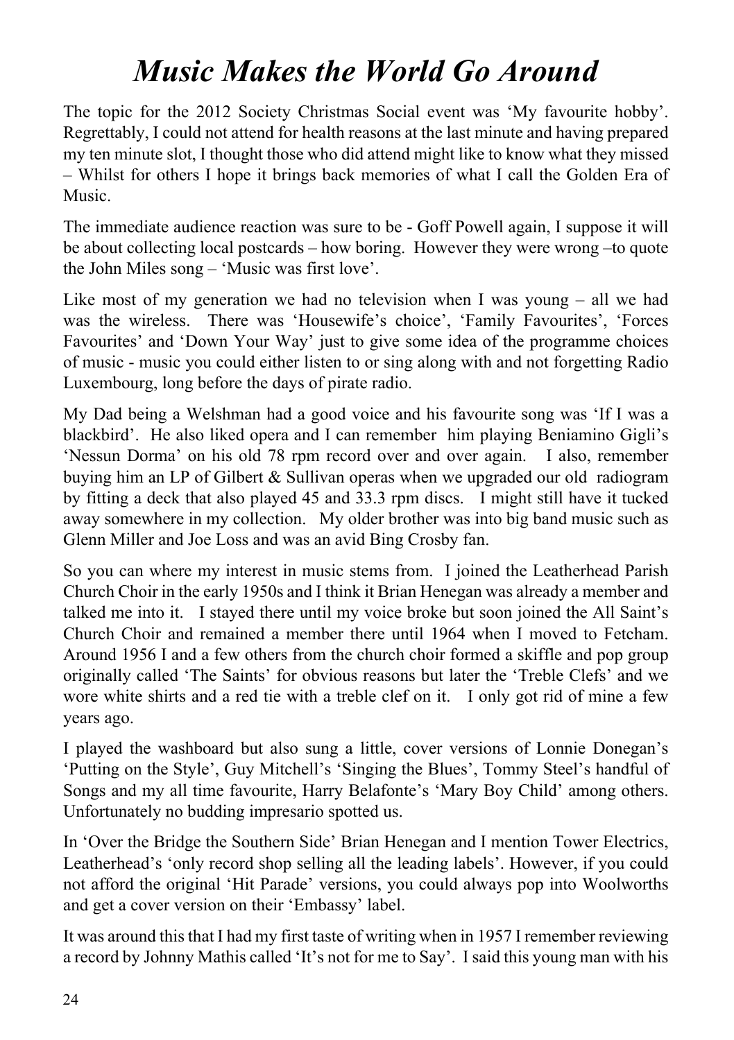# *Music Makes the World Go Around*

The topic for the 2012 Society Christmas Social event was 'My favourite hobby'. Regrettably, I could not attend for health reasons at the last minute and having prepared my ten minute slot, I thought those who did attend might like to know what they missed – Whilst for others I hope it brings back memories of what I call the Golden Era of Music.

The immediate audience reaction was sure to be - Goff Powell again, I suppose it will be about collecting local postcards – how boring. However they were wrong –to quote the John Miles song – 'Music was first love'.

Like most of my generation we had no television when I was young – all we had was the wireless. There was 'Housewife's choice', 'Family Favourites', 'Forces Favourites' and 'Down Your Way' just to give some idea of the programme choices of music - music you could either listen to or sing along with and not forgetting Radio Luxembourg, long before the days of pirate radio.

My Dad being a Welshman had a good voice and his favourite song was 'If I was a blackbird'. He also liked opera and I can remember him playing Beniamino Gigli's 'Nessun Dorma' on his old 78 rpm record over and over again. I also, remember buying him an LP of Gilbert & Sullivan operas when we upgraded our old radiogram by fitting a deck that also played 45 and 33.3 rpm discs. I might still have it tucked away somewhere in my collection. My older brother was into big band music such as Glenn Miller and Joe Loss and was an avid Bing Crosby fan.

So you can where my interest in music stems from. I joined the Leatherhead Parish Church Choir in the early 1950s and I think it Brian Henegan was already a member and talked me into it. I stayed there until my voice broke but soon joined the All Saint's Church Choir and remained a member there until 1964 when I moved to Fetcham. Around 1956 I and a few others from the church choir formed a skiffle and pop group originally called 'The Saints' for obvious reasons but later the 'Treble Clefs' and we wore white shirts and a red tie with a treble clef on it. I only got rid of mine a few years ago.

I played the washboard but also sung a little, cover versions of Lonnie Donegan's 'Putting on the Style', Guy Mitchell's 'Singing the Blues', Tommy Steel's handful of Songs and my all time favourite, Harry Belafonte's 'Mary Boy Child' among others. Unfortunately no budding impresario spotted us.

In 'Over the Bridge the Southern Side' Brian Henegan and I mention Tower Electrics, Leatherhead's 'only record shop selling all the leading labels'. However, if you could not afford the original 'Hit Parade' versions, you could always pop into Woolworths and get a cover version on their 'Embassy' label.

It was around this that I had my first taste of writing when in 1957 I remember reviewing a record by Johnny Mathis called 'It's not for me to Say'. I said this young man with his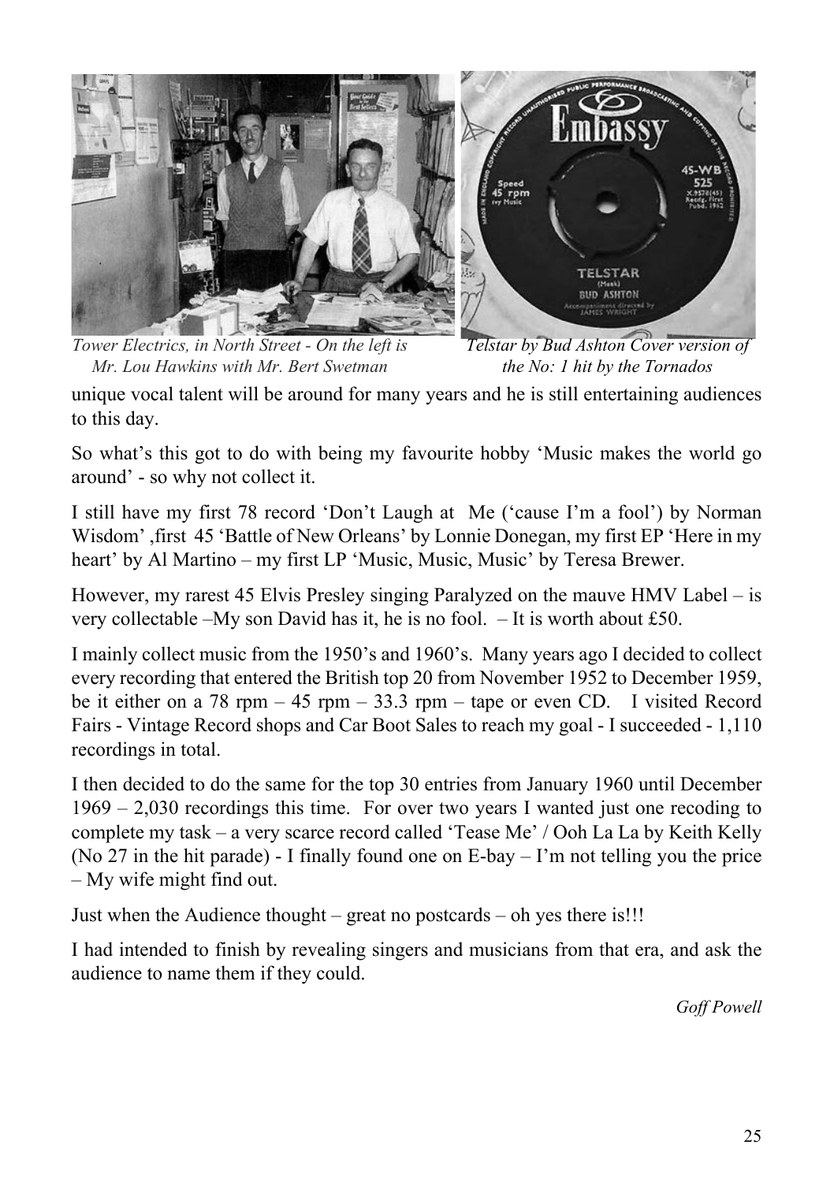*Tower Electrics, in North Street - On the left is Mr. Lou Hawkins with Mr. Bert Swetman*

*Telstar by Bud Ashton Cover version of the No: 1 hit by the Tornados*

unique vocal talent will be around for many years and he is still entertaining audiences to this day.

So what's this got to do with being my favourite hobby 'Music makes the world go around' - so why not collect it.

I still have my first 78 record 'Don't Laugh at Me ('cause I'm a fool') by Norman Wisdom' ,first 45 'Battle of New Orleans' by Lonnie Donegan, my first EP 'Here in my heart' by Al Martino – my first LP 'Music, Music, Music' by Teresa Brewer.

However, my rarest 45 Elvis Presley singing Paralyzed on the mauve HMV Label – is very collectable –My son David has it, he is no fool. – It is worth about £50.

I mainly collect music from the 1950's and 1960's. Many years ago I decided to collect every recording that entered the British top 20 from November 1952 to December 1959, be it either on a 78 rpm – 45 rpm – 33.3 rpm – tape or even CD. I visited Record Fairs - Vintage Record shops and Car Boot Sales to reach my goal - I succeeded - 1,110 recordings in total.

I then decided to do the same for the top 30 entries from January 1960 until December 1969 – 2,030 recordings this time. For over two years I wanted just one recoding to complete my task – a very scarce record called 'Tease Me' / Ooh La La by Keith Kelly (No 27 in the hit parade) - I finally found one on E-bay – I'm not telling you the price – My wife might find out.

Just when the Audience thought – great no postcards – oh yes there is!!!

I had intended to finish by revealing singers and musicians from that era, and ask the audience to name them if they could.

*Goff Powell*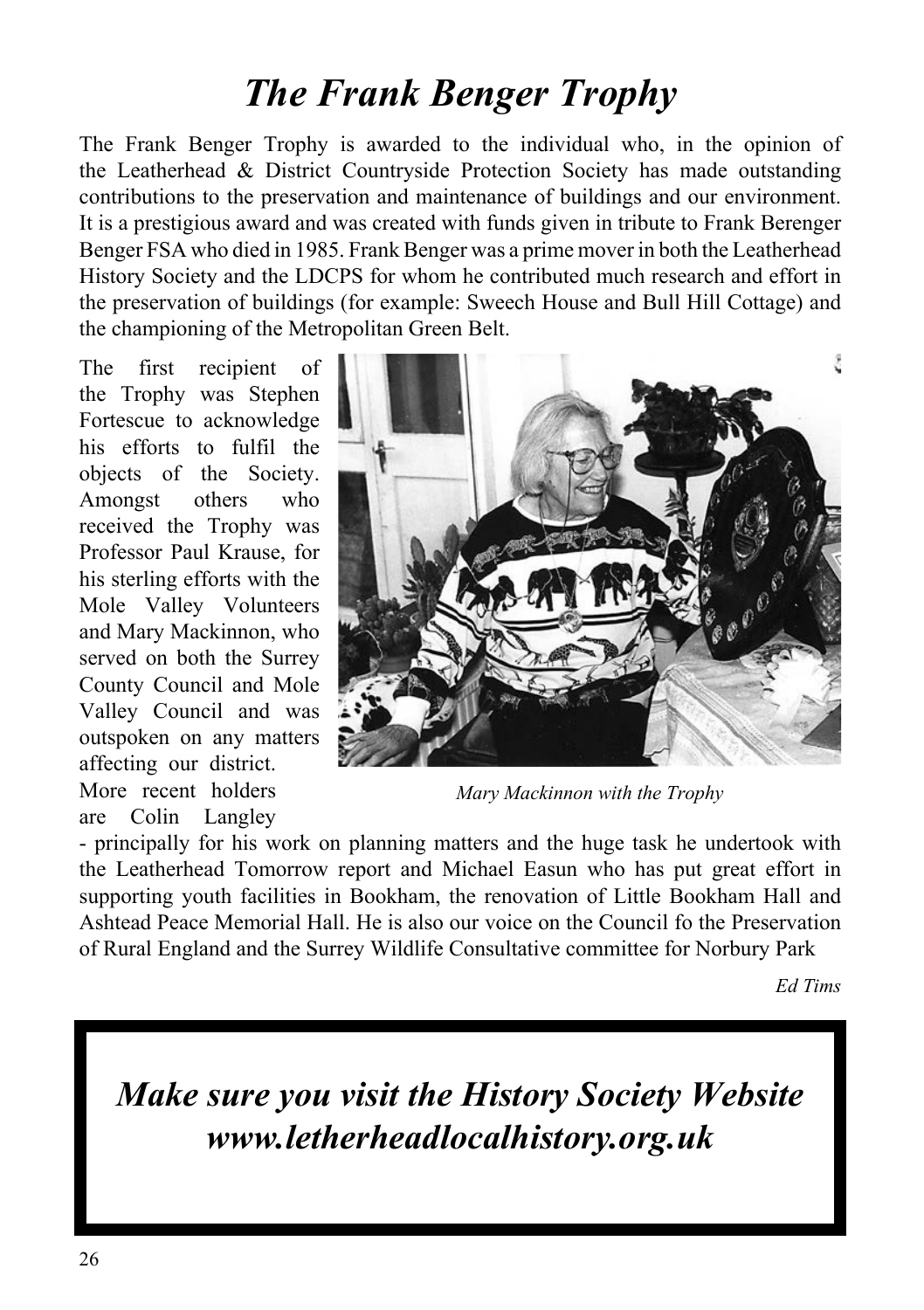# *The Frank Benger Trophy*

The Frank Benger Trophy is awarded to the individual who, in the opinion of the Leatherhead & District Countryside Protection Society has made outstanding contributions to the preservation and maintenance of buildings and our environment. It is a prestigious award and was created with funds given in tribute to Frank Berenger Benger FSA who died in 1985. Frank Benger was a prime mover in both the Leatherhead History Society and the LDCPS for whom he contributed much research and effort in the preservation of buildings (for example: Sweech House and Bull Hill Cottage) and the championing of the Metropolitan Green Belt.

The first recipient of the Trophy was Stephen Fortescue to acknowledge his efforts to fulfil the objects of the Society. Amongst others who received the Trophy was Professor Paul Krause, for his sterling efforts with the Mole Valley Volunteers and Mary Mackinnon, who served on both the Surrey County Council and Mole Valley Council and was outspoken on any matters affecting our district. More recent holders are Colin Langley - principally for his work on planning matters and the huge task he undertook with the Leatherhead Tomorrow report and Michael Easun who has put great effort in supporting youth facilities in Bookham, the renovation of Little Bookham Hall and Ashtead Peace Memorial Hall. He is also our voice on the Council fo the Preservation of Rural England and the Surrey Wildlife Consultative committee for Norbury Park

*Mary Mackinnon with the Trophy*

*Ed Tims*

***Make sure you visit the History Society Website***
***www.letherheadlocalhistory.org.uk***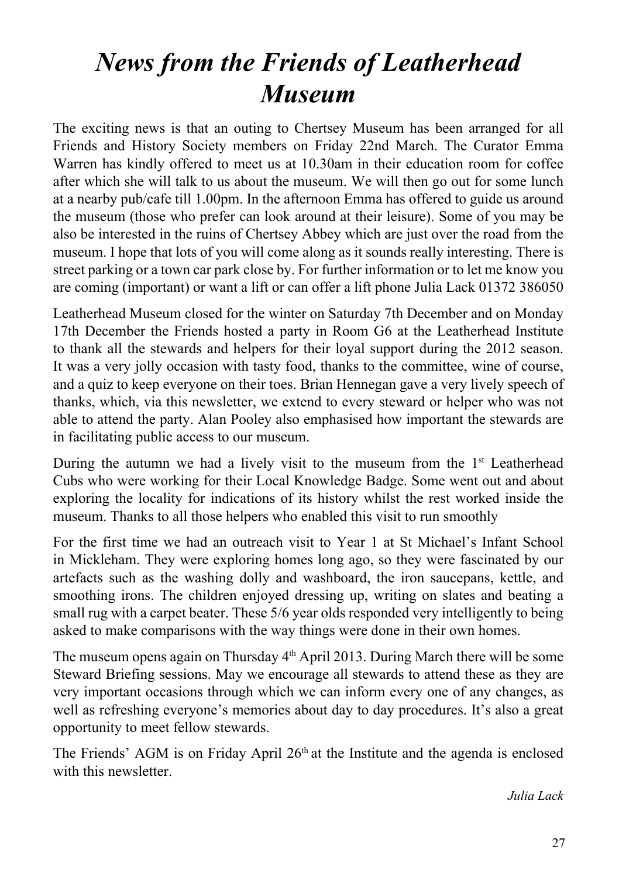# *News from the Friends of Leatherhead Museum*

The exciting news is that an outing to Chertsey Museum has been arranged for all Friends and History Society members on Friday 22nd March. The Curator Emma Warren has kindly offered to meet us at 10.30am in their education room for coffee after which she will talk to us about the museum. We will then go out for some lunch at a nearby pub/cafe till 1.00pm. In the afternoon Emma has offered to guide us around the museum (those who prefer can look around at their leisure). Some of you may be also be interested in the ruins of Chertsey Abbey which are just over the road from the museum. I hope that lots of you will come along as it sounds really interesting. There is street parking or a town car park close by. For further information or to let me know you are coming (important) or want a lift or can offer a lift phone Julia Lack 01372 386050

Leatherhead Museum closed for the winter on Saturday 7th December and on Monday 17th December the Friends hosted a party in Room G6 at the Leatherhead Institute to thank all the stewards and helpers for their loyal support during the 2012 season. It was a very jolly occasion with tasty food, thanks to the committee, wine of course, and a quiz to keep everyone on their toes. Brian Hennegan gave a very lively speech of thanks, which, via this newsletter, we extend to every steward or helper who was not able to attend the party. Alan Pooley also emphasised how important the stewards are in facilitating public access to our museum.

During the autumn we had a lively visit to the museum from the 1st Leatherhead Cubs who were working for their Local Knowledge Badge. Some went out and about exploring the locality for indications of its history whilst the rest worked inside the museum. Thanks to all those helpers who enabled this visit to run smoothly

For the first time we had an outreach visit to Year 1 at St Michael's Infant School in Mickleham. They were exploring homes long ago, so they were fascinated by our artefacts such as the washing dolly and washboard, the iron saucepans, kettle, and smoothing irons. The children enjoyed dressing up, writing on slates and beating a small rug with a carpet beater. These 5/6 year olds responded very intelligently to being asked to make comparisons with the way things were done in their own homes.

The museum opens again on Thursday 4th April 2013. During March there will be some Steward Briefing sessions. May we encourage all stewards to attend these as they are very important occasions through which we can inform every one of any changes, as well as refreshing everyone's memories about day to day procedures. It's also a great opportunity to meet fellow stewards.

The Friends' AGM is on Friday April 26th at the Institute and the agenda is enclosed with this newsletter.

*Julia Lack*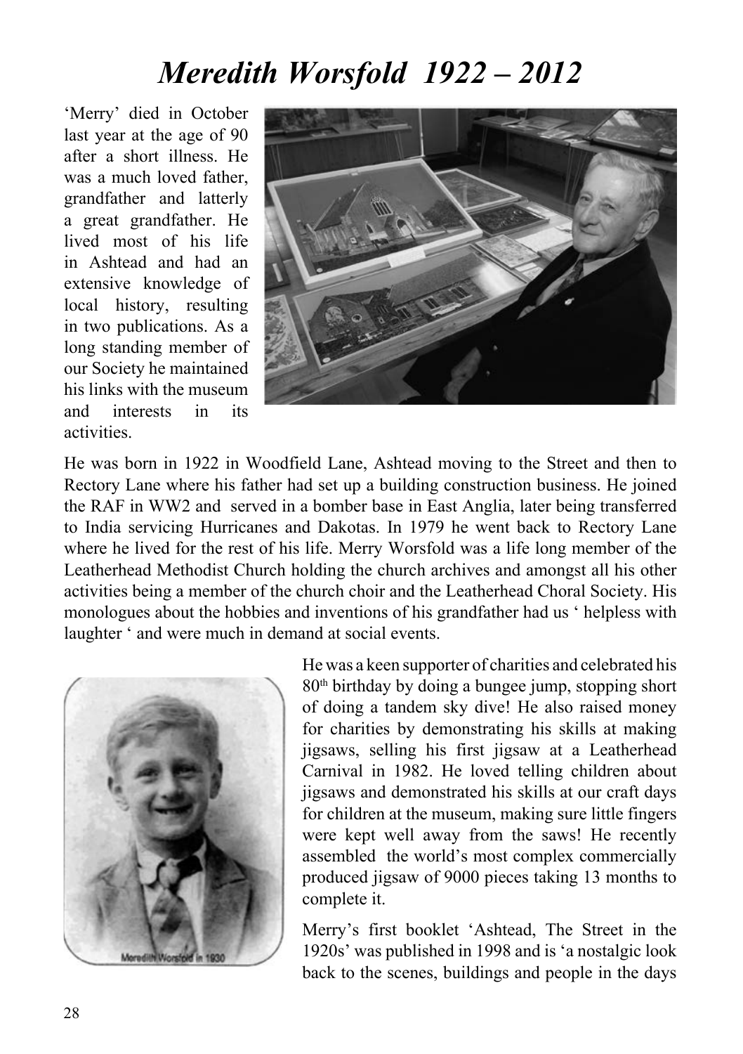# *Meredith Worsfold 1922 – 2012*

'Merry' died in October last year at the age of 90 after a short illness. He was a much loved father, grandfather and latterly a great grandfather. He lived most of his life in Ashtead and had an extensive knowledge of local history, resulting in two publications. As a long standing member of our Society he maintained his links with the museum and interests in its activities.

He was born in 1922 in Woodfield Lane, Ashtead moving to the Street and then to Rectory Lane where his father had set up a building construction business. He joined the RAF in WW2 and served in a bomber base in East Anglia, later being transferred to India servicing Hurricanes and Dakotas. In 1979 he went back to Rectory Lane where he lived for the rest of his life. Merry Worsfold was a life long member of the Leatherhead Methodist Church holding the church archives and amongst all his other activities being a member of the church choir and the Leatherhead Choral Society. His monologues about the hobbies and inventions of his grandfather had us ' helpless with laughter ' and were much in demand at social events.

Meredith Worsfold in 1930

He was a keen supporter of charities and celebrated his 80th birthday by doing a bungee jump, stopping short of doing a tandem sky dive! He also raised money for charities by demonstrating his skills at making jigsaws, selling his first jigsaw at a Leatherhead Carnival in 1982. He loved telling children about jigsaws and demonstrated his skills at our craft days for children at the museum, making sure little fingers were kept well away from the saws! He recently assembled the world's most complex commercially produced jigsaw of 9000 pieces taking 13 months to complete it.

Merry's first booklet 'Ashtead, The Street in the 1920s' was published in 1998 and is 'a nostalgic look back to the scenes, buildings and people in the days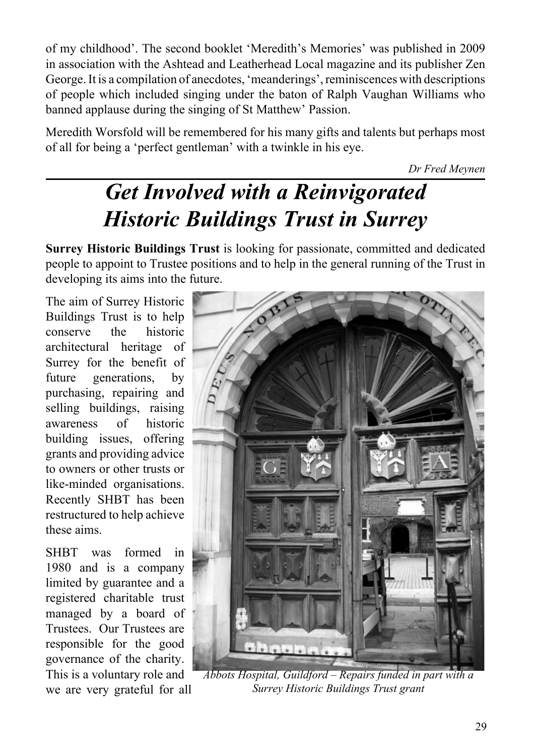of my childhood'. The second booklet 'Meredith's Memories' was published in 2009 in association with the Ashtead and Leatherhead Local magazine and its publisher Zen George. It is a compilation of anecdotes, 'meanderings', reminiscences with descriptions of people which included singing under the baton of Ralph Vaughan Williams who banned applause during the singing of St Matthew' Passion.

Meredith Worsfold will be remembered for his many gifts and talents but perhaps most of all for being a 'perfect gentleman' with a twinkle in his eye.

*Dr Fred Meynen*

# *Get Involved with a Reinvigorated Historic Buildings Trust in Surrey*

**Surrey Historic Buildings Trust** is looking for passionate, committed and dedicated people to appoint to Trustee positions and to help in the general running of the Trust in developing its aims into the future.

The aim of Surrey Historic Buildings Trust is to help conserve the historic architectural heritage of Surrey for the benefit of future generations, by purchasing, repairing and selling buildings, raising awareness of historic building issues, offering grants and providing advice to owners or other trusts or like-minded organisations. Recently SHBT has been restructured to help achieve these aims.

SHBT was formed in 1980 and is a company limited by guarantee and a registered charitable trust managed by a board of Trustees. Our Trustees are responsible for the good governance of the charity. This is a voluntary role and we are very grateful for all

*Abbots Hospital, Guildford – Repairs funded in part with a Surrey Historic Buildings Trust grant*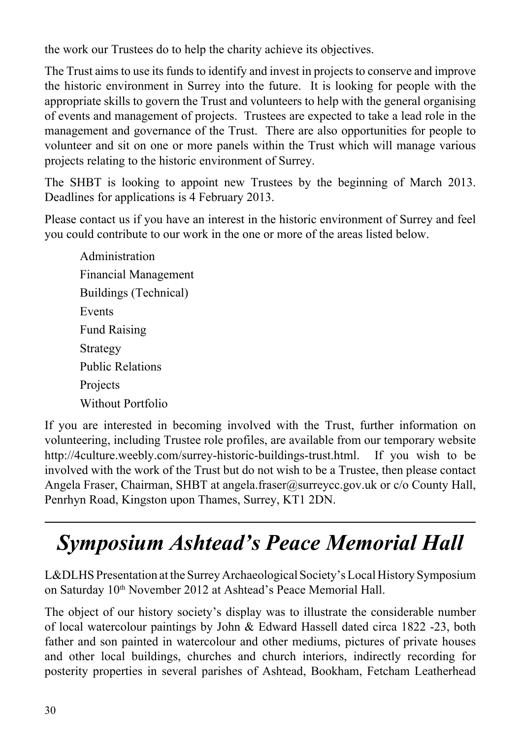the work our Trustees do to help the charity achieve its objectives.

The Trust aims to use its funds to identify and invest in projects to conserve and improve the historic environment in Surrey into the future. It is looking for people with the appropriate skills to govern the Trust and volunteers to help with the general organising of events and management of projects. Trustees are expected to take a lead role in the management and governance of the Trust. There are also opportunities for people to volunteer and sit on one or more panels within the Trust which will manage various projects relating to the historic environment of Surrey.

The SHBT is looking to appoint new Trustees by the beginning of March 2013. Deadlines for applications is 4 February 2013.

Please contact us if you have an interest in the historic environment of Surrey and feel you could contribute to our work in the one or more of the areas listed below.

- Administration
- Financial Management
- Buildings (Technical)
- Events
- Fund Raising
- Strategy
- Public Relations
- Projects
- Without Portfolio

If you are interested in becoming involved with the Trust, further information on volunteering, including Trustee role profiles, are available from our temporary website http://4culture.weebly.com/surrey-historic-buildings-trust.html. If you wish to be involved with the work of the Trust but do not wish to be a Trustee, then please contact Angela Fraser, Chairman, SHBT at angela.fraser@surreycc.gov.uk or c/o County Hall, Penrhyn Road, Kingston upon Thames, Surrey, KT1 2DN.

---

# *Symposium Ashtead's Peace Memorial Hall*

L&DLHS Presentation at the Surrey Archaeological Society's Local History Symposium on Saturday 10th November 2012 at Ashtead's Peace Memorial Hall.

The object of our history society's display was to illustrate the considerable number of local watercolour paintings by John & Edward Hassell dated circa 1822 -23, both father and son painted in watercolour and other mediums, pictures of private houses and other local buildings, churches and church interiors, indirectly recording for posterity properties in several parishes of Ashtead, Bookham, Fetcham Leatherhead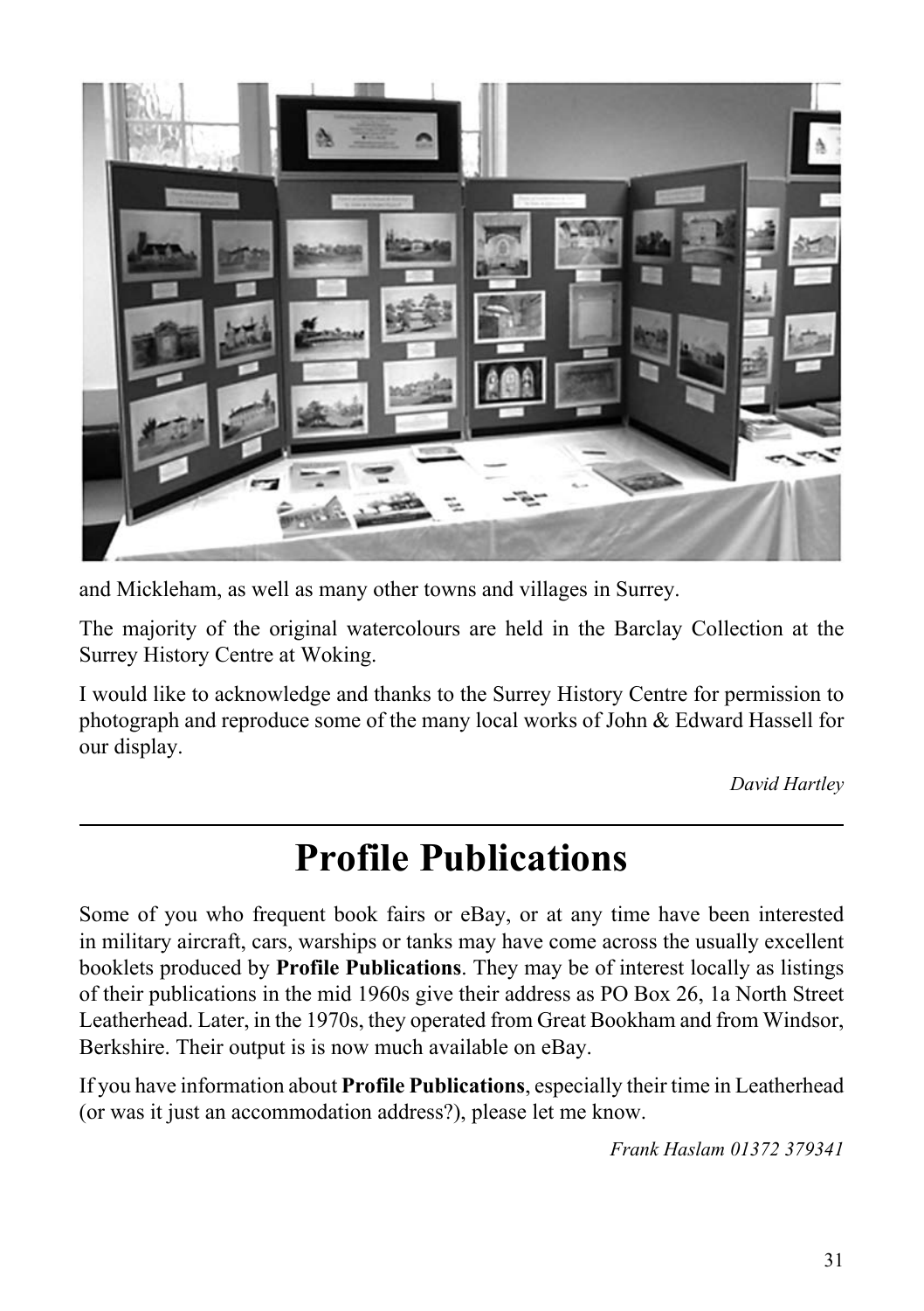and Mickleham, as well as many other towns and villages in Surrey.

The majority of the original watercolours are held in the Barclay Collection at the Surrey History Centre at Woking.

I would like to acknowledge and thanks to the Surrey History Centre for permission to photograph and reproduce some of the many local works of John & Edward Hassell for our display.

*David Hartley*

---

# Profile Publications

Some of you who frequent book fairs or eBay, or at any time have been interested in military aircraft, cars, warships or tanks may have come across the usually excellent booklets produced by **Profile Publications**. They may be of interest locally as listings of their publications in the mid 1960s give their address as PO Box 26, 1a North Street Leatherhead. Later, in the 1970s, they operated from Great Bookham and from Windsor, Berkshire. Their output is is now much available on eBay.

If you have information about **Profile Publications**, especially their time in Leatherhead (or was it just an accommodation address?), please let me know.

*Frank Haslam 01372 379341*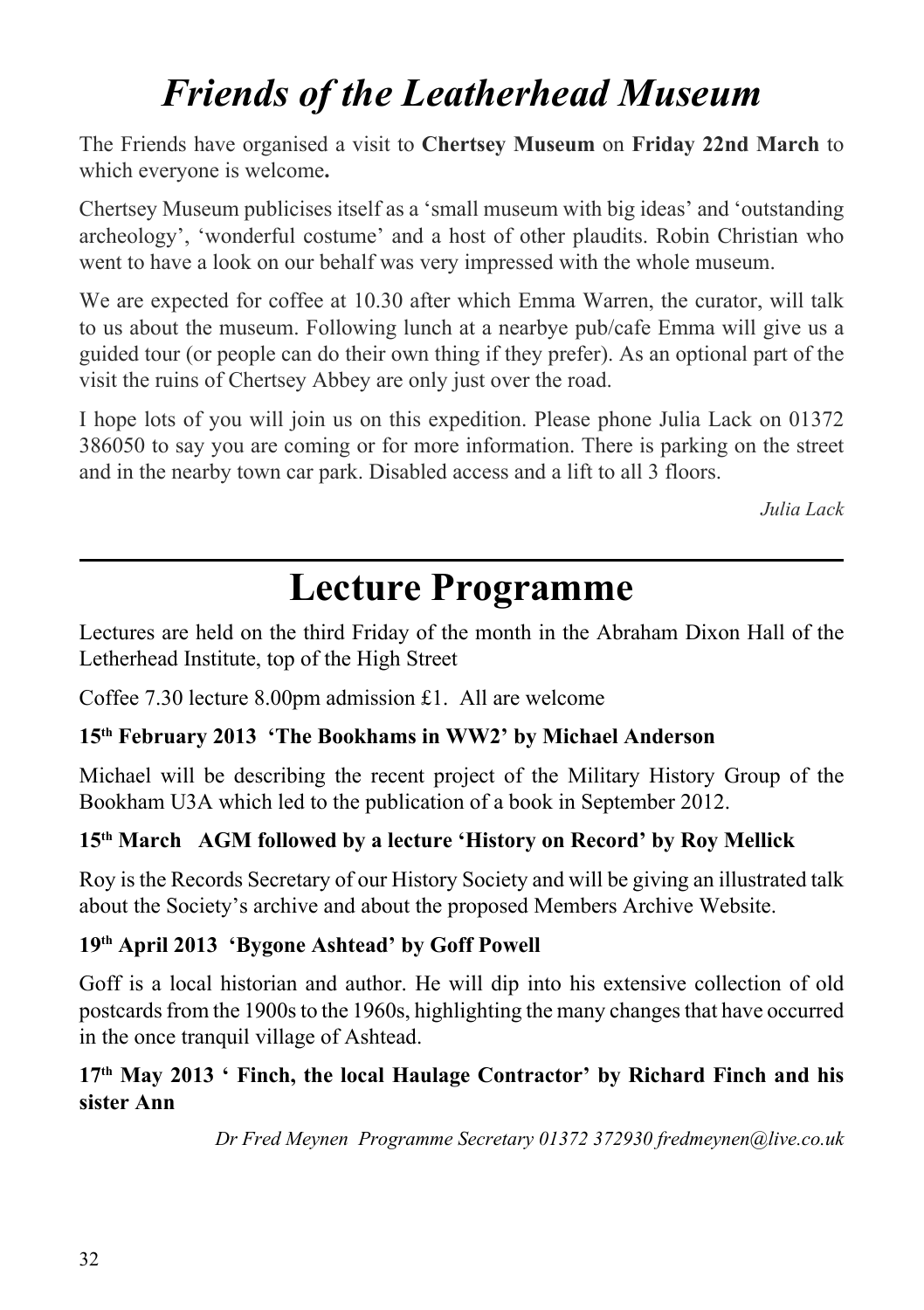# *Friends of the Leatherhead Museum*

The Friends have organised a visit to **Chertsey Museum** on **Friday 22nd March** to which everyone is welcome**.**

Chertsey Museum publicises itself as a 'small museum with big ideas' and 'outstanding archeology', 'wonderful costume' and a host of other plaudits. Robin Christian who went to have a look on our behalf was very impressed with the whole museum.

We are expected for coffee at 10.30 after which Emma Warren, the curator, will talk to us about the museum. Following lunch at a nearbye pub/cafe Emma will give us a guided tour (or people can do their own thing if they prefer). As an optional part of the visit the ruins of Chertsey Abbey are only just over the road.

I hope lots of you will join us on this expedition. Please phone Julia Lack on 01372 386050 to say you are coming or for more information. There is parking on the street and in the nearby town car park. Disabled access and a lift to all 3 floors.

*Julia Lack*

---

# Lecture Programme

Lectures are held on the third Friday of the month in the Abraham Dixon Hall of the Letherhead Institute, top of the High Street

Coffee 7.30 lecture 8.00pm admission £1. All are welcome

**15th February 2013 'The Bookhams in WW2' by Michael Anderson**

Michael will be describing the recent project of the Military History Group of the Bookham U3A which led to the publication of a book in September 2012.

**15th March AGM followed by a lecture 'History on Record' by Roy Mellick**

Roy is the Records Secretary of our History Society and will be giving an illustrated talk about the Society's archive and about the proposed Members Archive Website.

**19th April 2013 'Bygone Ashtead' by Goff Powell**

Goff is a local historian and author. He will dip into his extensive collection of old postcards from the 1900s to the 1960s, highlighting the many changes that have occurred in the once tranquil village of Ashtead.

**17th May 2013 ' Finch, the local Haulage Contractor' by Richard Finch and his sister Ann**

*Dr Fred Meynen Programme Secretary 01372 372930 fredmeynen@live.co.uk*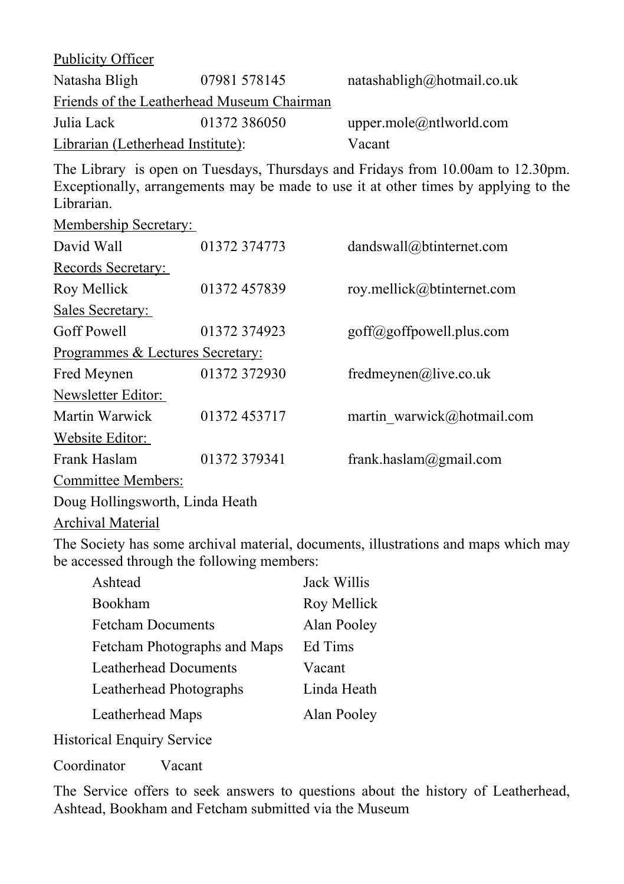Publicity Officer

| | | |
|---|---|---|
| Natasha Bligh | 07981 578145 | natashabligh@hotmail.co.uk |

Friends of the Leatherhead Museum Chairman

| | | |
|---|---|---|
| Julia Lack | 01372 386050 | upper.mole@ntlworld.com |

Librarian (Letherhead Institute): Vacant

The Library is open on Tuesdays, Thursdays and Fridays from 10.00am to 12.30pm. Exceptionally, arrangements may be made to use it at other times by applying to the Librarian.

Membership Secretary:

| | | |
|---|---|---|
| David Wall | 01372 374773 | dandswall@btinternet.com |

Records Secretary:

| | | |
|---|---|---|
| Roy Mellick | 01372 457839 | roy.mellick@btinternet.com |

Sales Secretary:

| | | |
|---|---|---|
| Goff Powell | 01372 374923 | goff@goffpowell.plus.com |

Programmes & Lectures Secretary:

| | | |
|---|---|---|
| Fred Meynen | 01372 372930 | fredmeynen@live.co.uk |

Newsletter Editor:

| | | |
|---|---|---|
| Martin Warwick | 01372 453717 | martin_warwick@hotmail.com |

Website Editor:

| | | |
|---|---|---|
| Frank Haslam | 01372 379341 | frank.haslam@gmail.com |

Committee Members:

Doug Hollingsworth, Linda Heath

Archival Material

The Society has some archival material, documents, illustrations and maps which may be accessed through the following members:

| | |
|---|---|
| Ashtead | Jack Willis |
| Bookham | Roy Mellick |
| Fetcham Documents | Alan Pooley |
| Fetcham Photographs and Maps | Ed Tims |
| Leatherhead Documents | Vacant |
| Leatherhead Photographs | Linda Heath |
| Leatherhead Maps | Alan Pooley |

Historical Enquiry Service

Coordinator Vacant

The Service offers to seek answers to questions about the history of Leatherhead, Ashtead, Bookham and Fetcham submitted via the Museum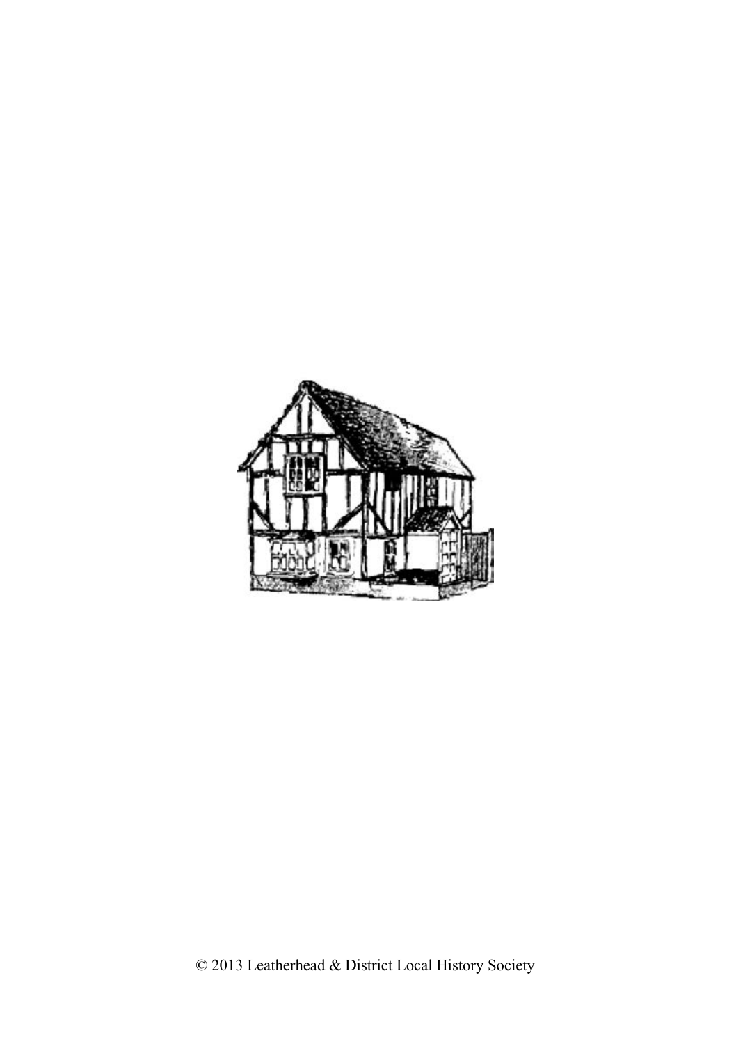© 2013 Leatherhead & District Local History Society